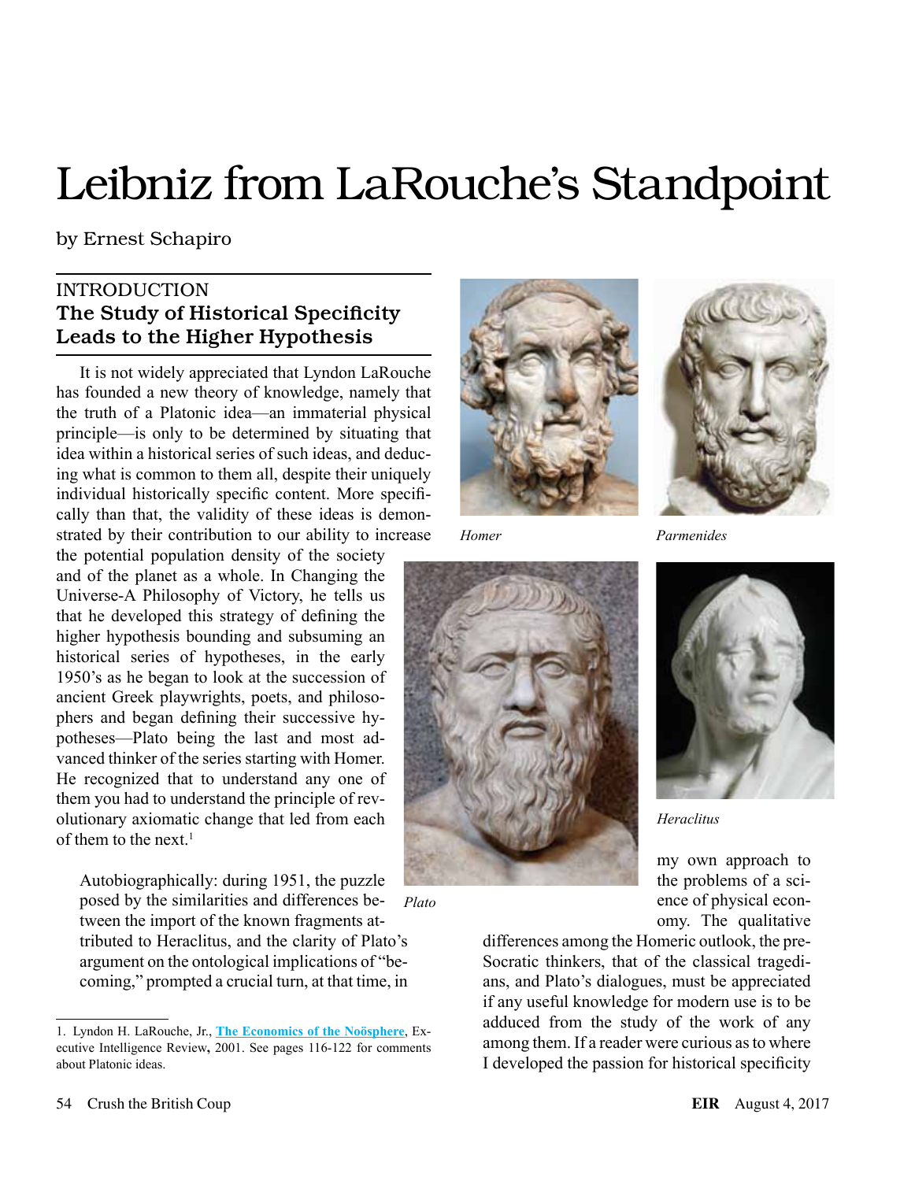# Leibniz from LaRouche's Standpoint

by Ernest Schapiro

## INTRODUCTION
## The Study of Historical Specificity Leads to the Higher Hypothesis

It is not widely appreciated that Lyndon LaRouche has founded a new theory of knowledge, namely that the truth of a Platonic idea—an immaterial physical principle—is only to be determined by situating that idea within a historical series of such ideas, and deducing what is common to them all, despite their uniquely individual historically specific content. More specifically than that, the validity of these ideas is demonstrated by their contribution to our ability to increase the potential population density of the society and of the planet as a whole. In Changing the Universe-A Philosophy of Victory, he tells us that he developed this strategy of defining the higher hypothesis bounding and subsuming an historical series of hypotheses, in the early 1950's as he began to look at the succession of ancient Greek playwrights, poets, and philosophers and began defining their successive hypotheses—Plato being the last and most advanced thinker of the series starting with Homer. He recognized that to understand any one of them you had to understand the principle of revolutionary axiomatic change that led from each of them to the next.[1]

> Autobiographically: during 1951, the puzzle posed by the similarities and differences between the import of the known fragments attributed to Heraclitus, and the clarity of Plato's argument on the ontological implications of "becoming," prompted a crucial turn, at that time, in my own approach to the problems of a science of physical economy. The qualitative differences among the Homeric outlook, the pre-Socratic thinkers, that of the classical tragedians, and Plato's dialogues, must be appreciated if any useful knowledge for modern use is to be adduced from the study of the work of any among them. If a reader were curious as to where I developed the passion for historical specificity

*Homer*

*Parmenides*

*Plato*

*Heraclitus*

---

1. Lyndon H. LaRouche, Jr., **The Economics of the Noösphere**, Executive Intelligence Review**,** 2001. See pages 116-122 for comments about Platonic ideas.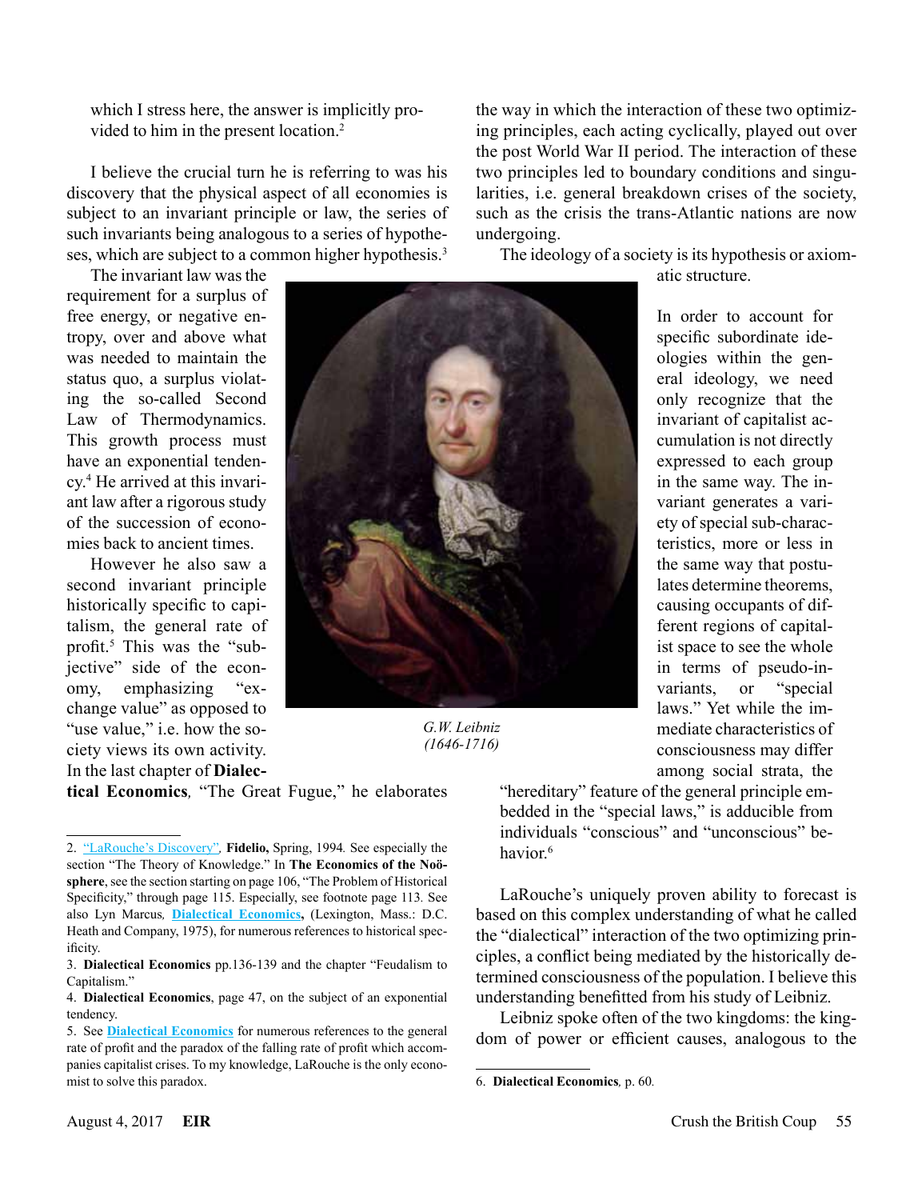which I stress here, the answer is implicitly provided to him in the present location.[2]

I believe the crucial turn he is referring to was his discovery that the physical aspect of all economies is subject to an invariant principle or law, the series of such invariants being analogous to a series of hypotheses, which are subject to a common higher hypothesis.[3]

The invariant law was the requirement for a surplus of free energy, or negative entropy, over and above what was needed to maintain the status quo, a surplus violating the so-called Second Law of Thermodynamics. This growth process must have an exponential tendency.[4] He arrived at this invariant law after a rigorous study of the succession of economies back to ancient times.

However he also saw a second invariant principle historically specific to capitalism, the general rate of profit.[5] This was the "subjective" side of the economy, emphasizing "exchange value" as opposed to "use value," i.e. how the society views its own activity. In the last chapter of **Dialectical Economics**, "The Great Fugue," he elaborates the way in which the interaction of these two optimizing principles, each acting cyclically, played out over the post World War II period. The interaction of these two principles led to boundary conditions and singularities, i.e. general breakdown crises of the society, such as the crisis the trans-Atlantic nations are now undergoing.

*G.W. Leibniz (1646-1716)*

The ideology of a society is its hypothesis or axiomatic structure.

In order to account for specific subordinate ideologies within the general ideology, we need only recognize that the invariant of capitalist accumulation is not directly expressed to each group in the same way. The invariant generates a variety of special sub-characteristics, more or less in the same way that postulates determine theorems, causing occupants of different regions of capitalist space to see the whole in terms of pseudo-invariants, or "special laws." Yet while the immediate characteristics of consciousness may differ among social strata, the "hereditary" feature of the general principle embedded in the "special laws," is adducible from individuals "conscious" and "unconscious" behavior.[6]

LaRouche's uniquely proven ability to forecast is based on this complex understanding of what he called the "dialectical" interaction of the two optimizing principles, a conflict being mediated by the historically determined consciousness of the population. I believe this understanding benefitted from his study of Leibniz.

Leibniz spoke often of the two kingdoms: the kingdom of power or efficient causes, analogous to the

---

2. "LaRouche's Discovery", **Fidelio,** Spring, 1994. See especially the section "The Theory of Knowledge." In **The Economics of the Noösphere**, see the section starting on page 106, "The Problem of Historical Specificity," through page 115. Especially, see footnote page 113. See also Lyn Marcus, **Dialectical Economics,** (Lexington, Mass.: D.C. Heath and Company, 1975), for numerous references to historical specificity.

3. **Dialectical Economics** pp.136-139 and the chapter "Feudalism to Capitalism."

4. **Dialectical Economics**, page 47, on the subject of an exponential tendency.

5. See **Dialectical Economics** for numerous references to the general rate of profit and the paradox of the falling rate of profit which accompanies capitalist crises. To my knowledge, LaRouche is the only economist to solve this paradox.

6. **Dialectical Economics**, p. 60.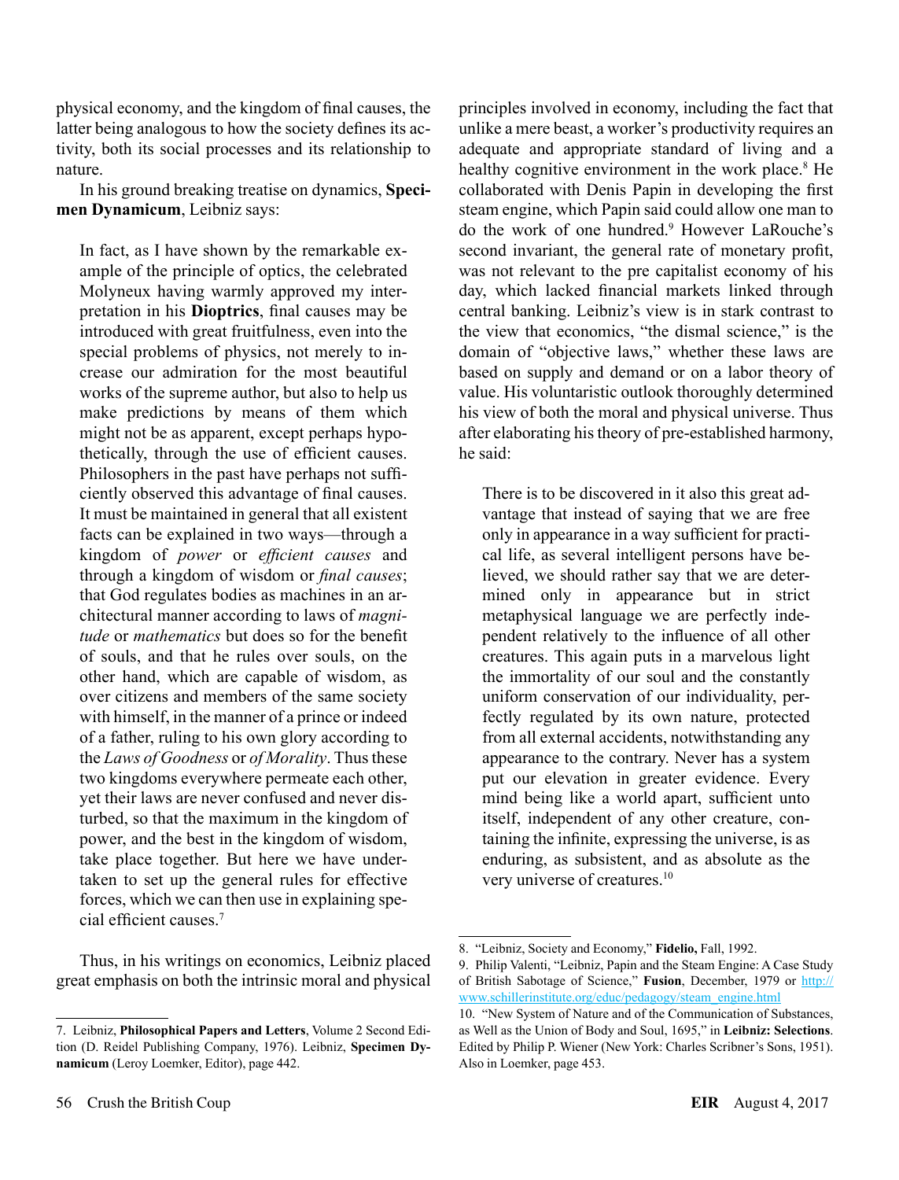physical economy, and the kingdom of final causes, the latter being analogous to how the society defines its activity, both its social processes and its relationship to nature.

In his ground breaking treatise on dynamics, **Specimen Dynamicum**, Leibniz says:

> In fact, as I have shown by the remarkable example of the principle of optics, the celebrated Molyneux having warmly approved my interpretation in his **Dioptrics**, final causes may be introduced with great fruitfulness, even into the special problems of physics, not merely to increase our admiration for the most beautiful works of the supreme author, but also to help us make predictions by means of them which might not be as apparent, except perhaps hypothetically, through the use of efficient causes. Philosophers in the past have perhaps not sufficiently observed this advantage of final causes. It must be maintained in general that all existent facts can be explained in two ways—through a kingdom of *power* or *efficient causes* and through a kingdom of wisdom or *final causes*; that God regulates bodies as machines in an architectural manner according to laws of *magnitude* or *mathematics* but does so for the benefit of souls, and that he rules over souls, on the other hand, which are capable of wisdom, as over citizens and members of the same society with himself, in the manner of a prince or indeed of a father, ruling to his own glory according to the *Laws of Goodness* or *of Morality*. Thus these two kingdoms everywhere permeate each other, yet their laws are never confused and never disturbed, so that the maximum in the kingdom of power, and the best in the kingdom of wisdom, take place together. But here we have undertaken to set up the general rules for effective forces, which we can then use in explaining special efficient causes.[7]

Thus, in his writings on economics, Leibniz placed great emphasis on both the intrinsic moral and physical principles involved in economy, including the fact that unlike a mere beast, a worker's productivity requires an adequate and appropriate standard of living and a healthy cognitive environment in the work place.[8] He collaborated with Denis Papin in developing the first steam engine, which Papin said could allow one man to do the work of one hundred.[9] However LaRouche's second invariant, the general rate of monetary profit, was not relevant to the pre capitalist economy of his day, which lacked financial markets linked through central banking. Leibniz's view is in stark contrast to the view that economics, "the dismal science," is the domain of "objective laws," whether these laws are based on supply and demand or on a labor theory of value. His voluntaristic outlook thoroughly determined his view of both the moral and physical universe. Thus after elaborating his theory of pre-established harmony, he said:

> There is to be discovered in it also this great advantage that instead of saying that we are free only in appearance in a way sufficient for practical life, as several intelligent persons have believed, we should rather say that we are determined only in appearance but in strict metaphysical language we are perfectly independent relatively to the influence of all other creatures. This again puts in a marvelous light the immortality of our soul and the constantly uniform conservation of our individuality, perfectly regulated by its own nature, protected from all external accidents, notwithstanding any appearance to the contrary. Never has a system put our elevation in greater evidence. Every mind being like a world apart, sufficient unto itself, independent of any other creature, containing the infinite, expressing the universe, is as enduring, as subsistent, and as absolute as the very universe of creatures.[10]

---

7. Leibniz, **Philosophical Papers and Letters**, Volume 2 Second Edition (D. Reidel Publishing Company, 1976). Leibniz, **Specimen Dynamicum** (Leroy Loemker, Editor), page 442.

8. "Leibniz, Society and Economy," **Fidelio,** Fall, 1992.

9. Philip Valenti, "Leibniz, Papin and the Steam Engine: A Case Study of British Sabotage of Science," **Fusion**, December, 1979 or http://www.schillerinstitute.org/educ/pedagogy/steam_engine.html

10. "New System of Nature and of the Communication of Substances, as Well as the Union of Body and Soul, 1695," in **Leibniz: Selections**. Edited by Philip P. Wiener (New York: Charles Scribner's Sons, 1951). Also in Loemker, page 453.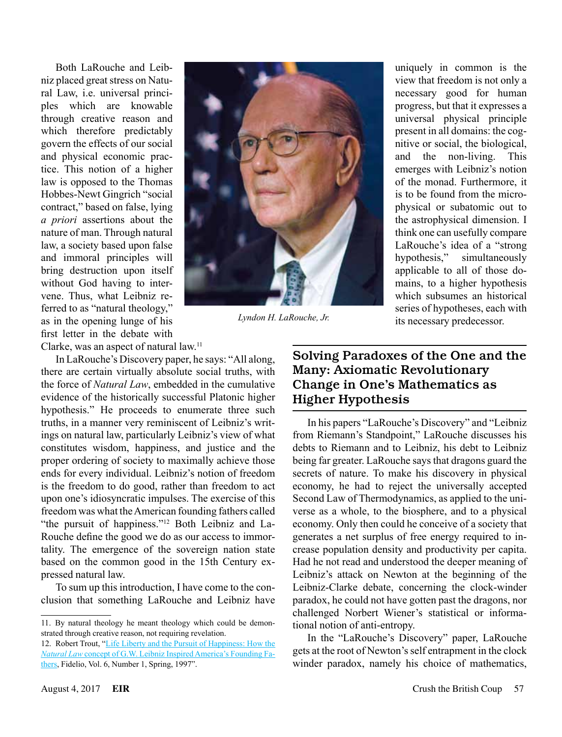Both LaRouche and Leibniz placed great stress on Natural Law, i.e. universal principles which are knowable through creative reason and which therefore predictably govern the effects of our social and physical economic practice. This notion of a higher law is opposed to the Thomas Hobbes-Newt Gingrich "social contract," based on false, lying *a priori* assertions about the nature of man. Through natural law, a society based upon false and immoral principles will bring destruction upon itself without God having to intervene. Thus, what Leibniz referred to as "natural theology," as in the opening lunge of his first letter in the debate with Clarke, was an aspect of natural law.[11]

*Lyndon H. LaRouche, Jr.*

In LaRouche's Discovery paper, he says: "All along, there are certain virtually absolute social truths, with the force of *Natural Law*, embedded in the cumulative evidence of the historically successful Platonic higher hypothesis." He proceeds to enumerate three such truths, in a manner very reminiscent of Leibniz's writings on natural law, particularly Leibniz's view of what constitutes wisdom, happiness, and justice and the proper ordering of society to maximally achieve those ends for every individual. Leibniz's notion of freedom is the freedom to do good, rather than freedom to act upon one's idiosyncratic impulses. The exercise of this freedom was what the American founding fathers called "the pursuit of happiness."[12] Both Leibniz and LaRouche define the good we do as our access to immortality. The emergence of the sovereign nation state based on the common good in the 15th Century expressed natural law.

To sum up this introduction, I have come to the conclusion that something LaRouche and Leibniz have uniquely in common is the view that freedom is not only a necessary good for human progress, but that it expresses a universal physical principle present in all domains: the cognitive or social, the biological, and the non-living. This emerges with Leibniz's notion of the monad. Furthermore, it is to be found from the microphysical or subatomic out to the astrophysical dimension. I think one can usefully compare LaRouche's idea of a "strong hypothesis," simultaneously applicable to all of those domains, to a higher hypothesis which subsumes an historical series of hypotheses, each with its necessary predecessor.

## Solving Paradoxes of the One and the Many: Axiomatic Revolutionary Change in One's Mathematics as Higher Hypothesis

In his papers "LaRouche's Discovery" and "Leibniz from Riemann's Standpoint," LaRouche discusses his debts to Riemann and to Leibniz, his debt to Leibniz being far greater. LaRouche says that dragons guard the secrets of nature. To make his discovery in physical economy, he had to reject the universally accepted Second Law of Thermodynamics, as applied to the universe as a whole, to the biosphere, and to a physical economy. Only then could he conceive of a society that generates a net surplus of free energy required to increase population density and productivity per capita. Had he not read and understood the deeper meaning of Leibniz's attack on Newton at the beginning of the Leibniz-Clarke debate, concerning the clock-winder paradox, he could not have gotten past the dragons, nor challenged Norbert Wiener's statistical or informational notion of anti-entropy.

In the "LaRouche's Discovery" paper, LaRouche gets at the root of Newton's self entrapment in the clock winder paradox, namely his choice of mathematics,

---

11. By natural theology he meant theology which could be demonstrated through creative reason, not requiring revelation.

12. Robert Trout, "Life Liberty and the Pursuit of Happiness: How the *Natural Law* concept of G.W. Leibniz Inspired America's Founding Fathers, Fidelio, Vol. 6, Number 1, Spring, 1997".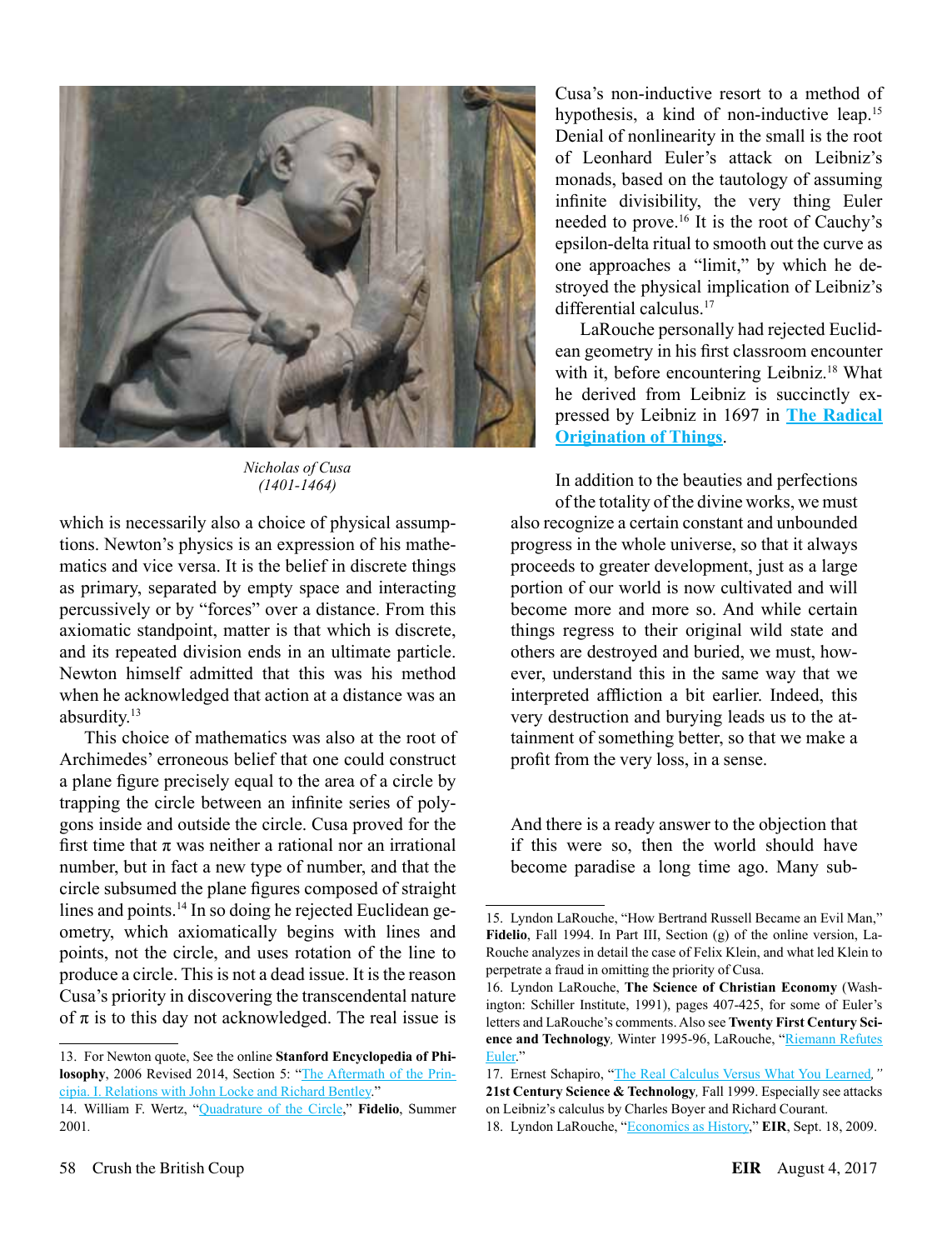*Nicholas of Cusa (1401-1464)*

which is necessarily also a choice of physical assumptions. Newton's physics is an expression of his mathematics and vice versa. It is the belief in discrete things as primary, separated by empty space and interacting percussively or by "forces" over a distance. From this axiomatic standpoint, matter is that which is discrete, and its repeated division ends in an ultimate particle. Newton himself admitted that this was his method when he acknowledged that action at a distance was an absurdity.[13]

This choice of mathematics was also at the root of Archimedes' erroneous belief that one could construct a plane figure precisely equal to the area of a circle by trapping the circle between an infinite series of polygons inside and outside the circle. Cusa proved for the first time that π was neither a rational nor an irrational number, but in fact a new type of number, and that the circle subsumed the plane figures composed of straight lines and points.[14] In so doing he rejected Euclidean geometry, which axiomatically begins with lines and points, not the circle, and uses rotation of the line to produce a circle. This is not a dead issue. It is the reason Cusa's priority in discovering the transcendental nature of π is to this day not acknowledged. The real issue is Cusa's non-inductive resort to a method of hypothesis, a kind of non-inductive leap.[15] Denial of nonlinearity in the small is the root of Leonhard Euler's attack on Leibniz's monads, based on the tautology of assuming infinite divisibility, the very thing Euler needed to prove.[16] It is the root of Cauchy's epsilon-delta ritual to smooth out the curve as one approaches a "limit," by which he destroyed the physical implication of Leibniz's differential calculus.[17]

LaRouche personally had rejected Euclidean geometry in his first classroom encounter with it, before encountering Leibniz.[18] What he derived from Leibniz is succinctly expressed by Leibniz in 1697 in **The Radical Origination of Things**.

> In addition to the beauties and perfections of the totality of the divine works, we must also recognize a certain constant and unbounded progress in the whole universe, so that it always proceeds to greater development, just as a large portion of our world is now cultivated and will become more and more so. And while certain things regress to their original wild state and others are destroyed and buried, we must, however, understand this in the same way that we interpreted affliction a bit earlier. Indeed, this very destruction and burying leads us to the attainment of something better, so that we make a profit from the very loss, in a sense.
>
> And there is a ready answer to the objection that if this were so, then the world should have become paradise a long time ago. Many sub-

---

13. For Newton quote, See the online **Stanford Encyclopedia of Philosophy**, 2006 Revised 2014, Section 5: "The Aftermath of the Principia. I. Relations with John Locke and Richard Bentley."

14. William F. Wertz, "Quadrature of the Circle," **Fidelio**, Summer 2001.

15. Lyndon LaRouche, "How Bertrand Russell Became an Evil Man," **Fidelio**, Fall 1994. In Part III, Section (g) of the online version, LaRouche analyzes in detail the case of Felix Klein, and what led Klein to perpetrate a fraud in omitting the priority of Cusa.

16. Lyndon LaRouche, **The Science of Christian Economy** (Washington: Schiller Institute, 1991), pages 407-425, for some of Euler's letters and LaRouche's comments. Also see **Twenty First Century Science and Technology**, Winter 1995-96, LaRouche, "Riemann Refutes Euler."

17. Ernest Schapiro, "The Real Calculus Versus What You Learned," **21st Century Science & Technology**, Fall 1999. Especially see attacks on Leibniz's calculus by Charles Boyer and Richard Courant.

18. Lyndon LaRouche, "Economics as History," **EIR**, Sept. 18, 2009.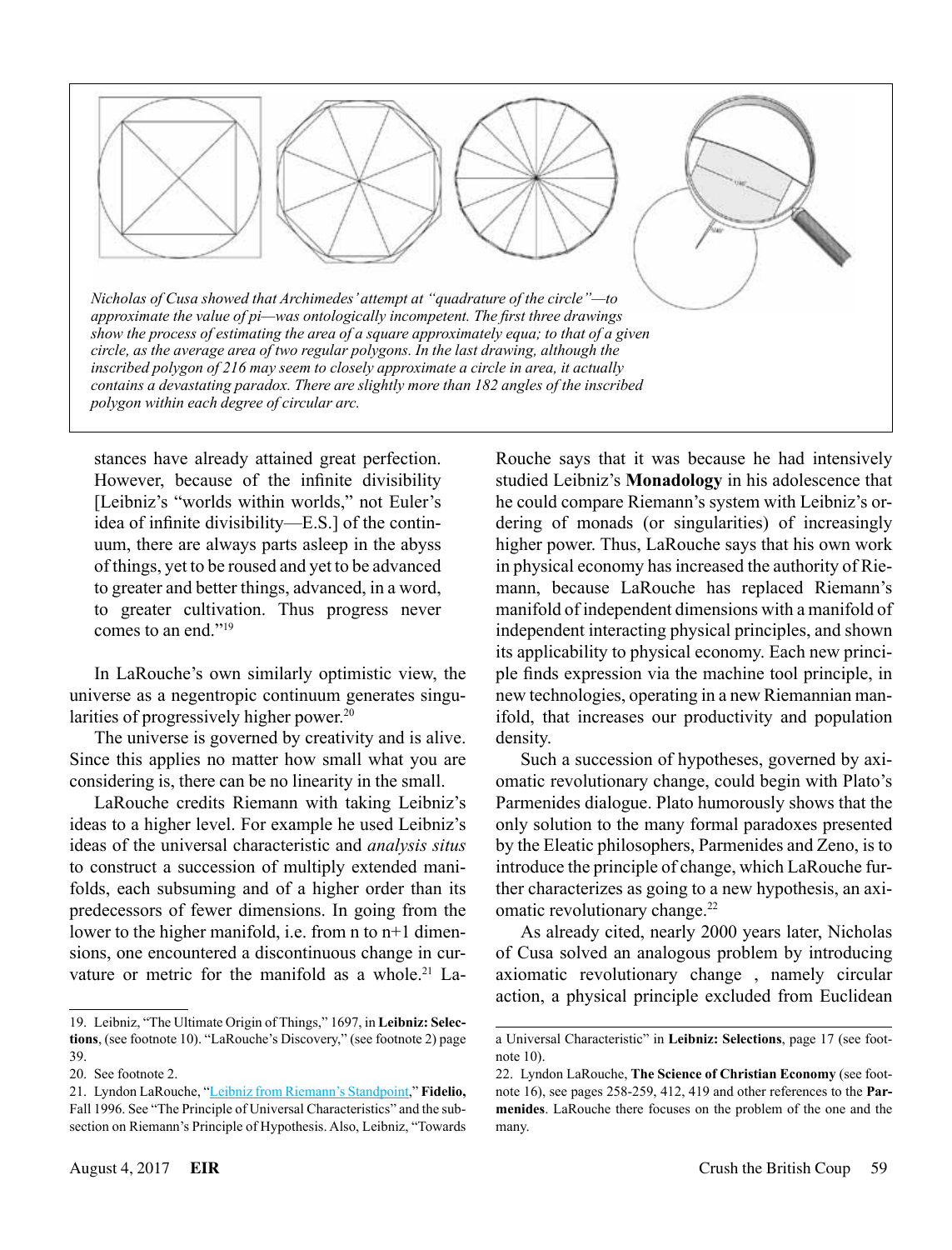*Nicholas of Cusa showed that Archimedes' attempt at "quadrature of the circle"—to approximate the value of pi—was ontologically incompetent. The first three drawings show the process of estimating the area of a square approximately equa; to that of a given circle, as the average area of two regular polygons. In the last drawing, although the inscribed polygon of 216 may seem to closely approximate a circle in area, it actually contains a devastating paradox. There are slightly more than 182 angles of the inscribed polygon within each degree of circular arc.*

stances have already attained great perfection. However, because of the infinite divisibility [Leibniz's "worlds within worlds," not Euler's idea of infinite divisibility—E.S.] of the continuum, there are always parts asleep in the abyss of things, yet to be roused and yet to be advanced to greater and better things, advanced, in a word, to greater cultivation. Thus progress never comes to an end."[19]

In LaRouche's own similarly optimistic view, the universe as a negentropic continuum generates singularities of progressively higher power.[20]

The universe is governed by creativity and is alive. Since this applies no matter how small what you are considering is, there can be no linearity in the small.

LaRouche credits Riemann with taking Leibniz's ideas to a higher level. For example he used Leibniz's ideas of the universal characteristic and *analysis situs* to construct a succession of multiply extended manifolds, each subsuming and of a higher order than its predecessors of fewer dimensions. In going from the lower to the higher manifold, i.e. from n to n+1 dimensions, one encountered a discontinuous change in curvature or metric for the manifold as a whole.[21] LaRouche says that it was because he had intensively studied Leibniz's **Monadology** in his adolescence that he could compare Riemann's system with Leibniz's ordering of monads (or singularities) of increasingly higher power. Thus, LaRouche says that his own work in physical economy has increased the authority of Riemann, because LaRouche has replaced Riemann's manifold of independent dimensions with a manifold of independent interacting physical principles, and shown its applicability to physical economy. Each new principle finds expression via the machine tool principle, in new technologies, operating in a new Riemannian manifold, that increases our productivity and population density.

Such a succession of hypotheses, governed by axiomatic revolutionary change, could begin with Plato's Parmenides dialogue. Plato humorously shows that the only solution to the many formal paradoxes presented by the Eleatic philosophers, Parmenides and Zeno, is to introduce the principle of change, which LaRouche further characterizes as going to a new hypothesis, an axiomatic revolutionary change.[22]

As already cited, nearly 2000 years later, Nicholas of Cusa solved an analogous problem by introducing axiomatic revolutionary change , namely circular action, a physical principle excluded from Euclidean

---

19. Leibniz, "The Ultimate Origin of Things," 1697, in **Leibniz: Selections**, (see footnote 10). "LaRouche's Discovery," (see footnote 2) page 39.

20. See footnote 2.

21. Lyndon LaRouche, "Leibniz from Riemann's Standpoint," **Fidelio,** Fall 1996. See "The Principle of Universal Characteristics" and the subsection on Riemann's Principle of Hypothesis. Also, Leibniz, "Towards a Universal Characteristic" in **Leibniz: Selections**, page 17 (see footnote 10).

22. Lyndon LaRouche, **The Science of Christian Economy** (see footnote 16), see pages 258-259, 412, 419 and other references to the **Parmenides**. LaRouche there focuses on the problem of the one and the many.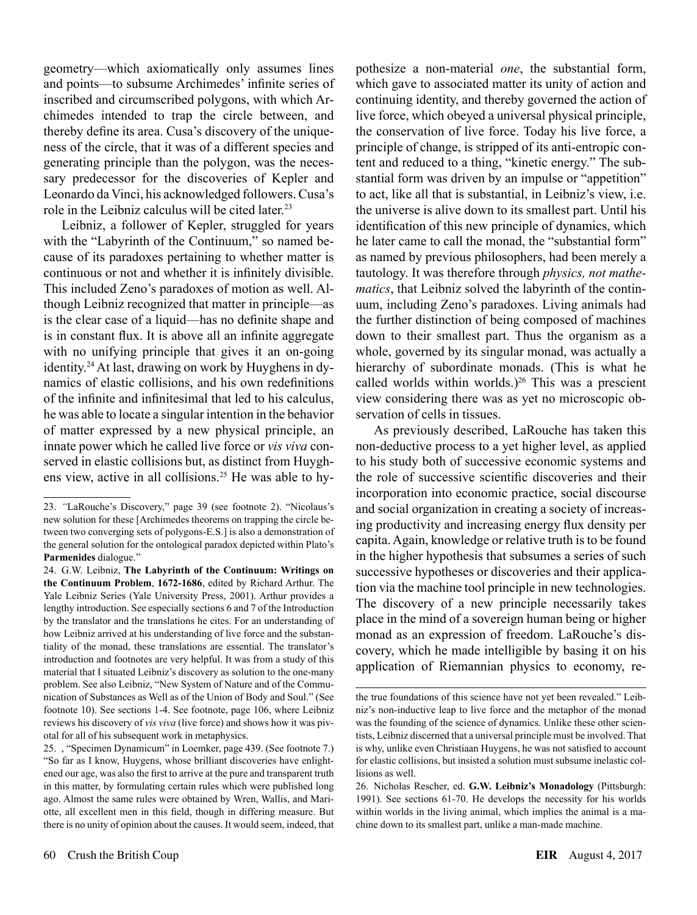geometry—which axiomatically only assumes lines and points—to subsume Archimedes' infinite series of inscribed and circumscribed polygons, with which Archimedes intended to trap the circle between, and thereby define its area. Cusa's discovery of the uniqueness of the circle, that it was of a different species and generating principle than the polygon, was the necessary predecessor for the discoveries of Kepler and Leonardo da Vinci, his acknowledged followers. Cusa's role in the Leibniz calculus will be cited later.[23]

Leibniz, a follower of Kepler, struggled for years with the "Labyrinth of the Continuum," so named because of its paradoxes pertaining to whether matter is continuous or not and whether it is infinitely divisible. This included Zeno's paradoxes of motion as well. Although Leibniz recognized that matter in principle—as is the clear case of a liquid—has no definite shape and is in constant flux. It is above all an infinite aggregate with no unifying principle that gives it an on-going identity.[24] At last, drawing on work by Huyghens in dynamics of elastic collisions, and his own redefinitions of the infinite and infinitesimal that led to his calculus, he was able to locate a singular intention in the behavior of matter expressed by a new physical principle, an innate power which he called live force or *vis viva* conserved in elastic collisions but, as distinct from Huyghens view, active in all collisions.[25] He was able to hypothesize a non-material *one*, the substantial form, which gave to associated matter its unity of action and continuing identity, and thereby governed the action of live force, which obeyed a universal physical principle, the conservation of live force. Today his live force, a principle of change, is stripped of its anti-entropic content and reduced to a thing, "kinetic energy." The substantial form was driven by an impulse or "appetition" to act, like all that is substantial, in Leibniz's view, i.e. the universe is alive down to its smallest part. Until his identification of this new principle of dynamics, which he later came to call the monad, the "substantial form" as named by previous philosophers, had been merely a tautology. It was therefore through *physics, not mathematics*, that Leibniz solved the labyrinth of the continuum, including Zeno's paradoxes. Living animals had the further distinction of being composed of machines down to their smallest part. Thus the organism as a whole, governed by its singular monad, was actually a hierarchy of subordinate monads. (This is what he called worlds within worlds.)[26] This was a prescient view considering there was as yet no microscopic observation of cells in tissues.

As previously described, LaRouche has taken this non-deductive process to a yet higher level, as applied to his study both of successive economic systems and the role of successive scientific discoveries and their incorporation into economic practice, social discourse and social organization in creating a society of increasing productivity and increasing energy flux density per capita. Again, knowledge or relative truth is to be found in the higher hypothesis that subsumes a series of such successive hypotheses or discoveries and their application via the machine tool principle in new technologies. The discovery of a new principle necessarily takes place in the mind of a sovereign human being or higher monad as an expression of freedom. LaRouche's discovery, which he made intelligible by basing it on his application of Riemannian physics to economy, re-

---

23. "LaRouche's Discovery," page 39 (see footnote 2). "Nicolaus's new solution for these [Archimedes theorems on trapping the circle between two converging sets of polygons-E.S.] is also a demonstration of the general solution for the ontological paradox depicted within Plato's **Parmenides** dialogue."

24. G.W. Leibniz, **The Labyrinth of the Continuum: Writings on the Continuum Problem**, **1672-1686**, edited by Richard Arthur. The Yale Leibniz Series (Yale University Press, 2001). Arthur provides a lengthy introduction. See especially sections 6 and 7 of the Introduction by the translator and the translations he cites. For an understanding of how Leibniz arrived at his understanding of live force and the substantiality of the monad, these translations are essential. The translator's introduction and footnotes are very helpful. It was from a study of this material that I situated Leibniz's discovery as solution to the one-many problem. See also Leibniz, "New System of Nature and of the Communication of Substances as Well as of the Union of Body and Soul." (See footnote 10). See sections 1-4. See footnote, page 106, where Leibniz reviews his discovery of *vis viva* (live force) and shows how it was pivotal for all of his subsequent work in metaphysics.

25. , "Specimen Dynamicum" in Loemker, page 439. (See footnote 7.) "So far as I know, Huygens, whose brilliant discoveries have enlightened our age, was also the first to arrive at the pure and transparent truth in this matter, by formulating certain rules which were published long ago. Almost the same rules were obtained by Wren, Wallis, and Mariotte, all excellent men in this field, though in differing measure. But there is no unity of opinion about the causes. It would seem, indeed, that the true foundations of this science have not yet been revealed." Leibniz's non-inductive leap to live force and the metaphor of the monad was the founding of the science of dynamics. Unlike these other scientists, Leibniz discerned that a universal principle must be involved. That is why, unlike even Christiaan Huygens, he was not satisfied to account for elastic collisions, but insisted a solution must subsume inelastic collisions as well.

26. Nicholas Rescher, ed. **G.W. Leibniz's Monadology** (Pittsburgh: 1991). See sections 61-70. He develops the necessity for his worlds within worlds in the living animal, which implies the animal is a machine down to its smallest part, unlike a man-made machine.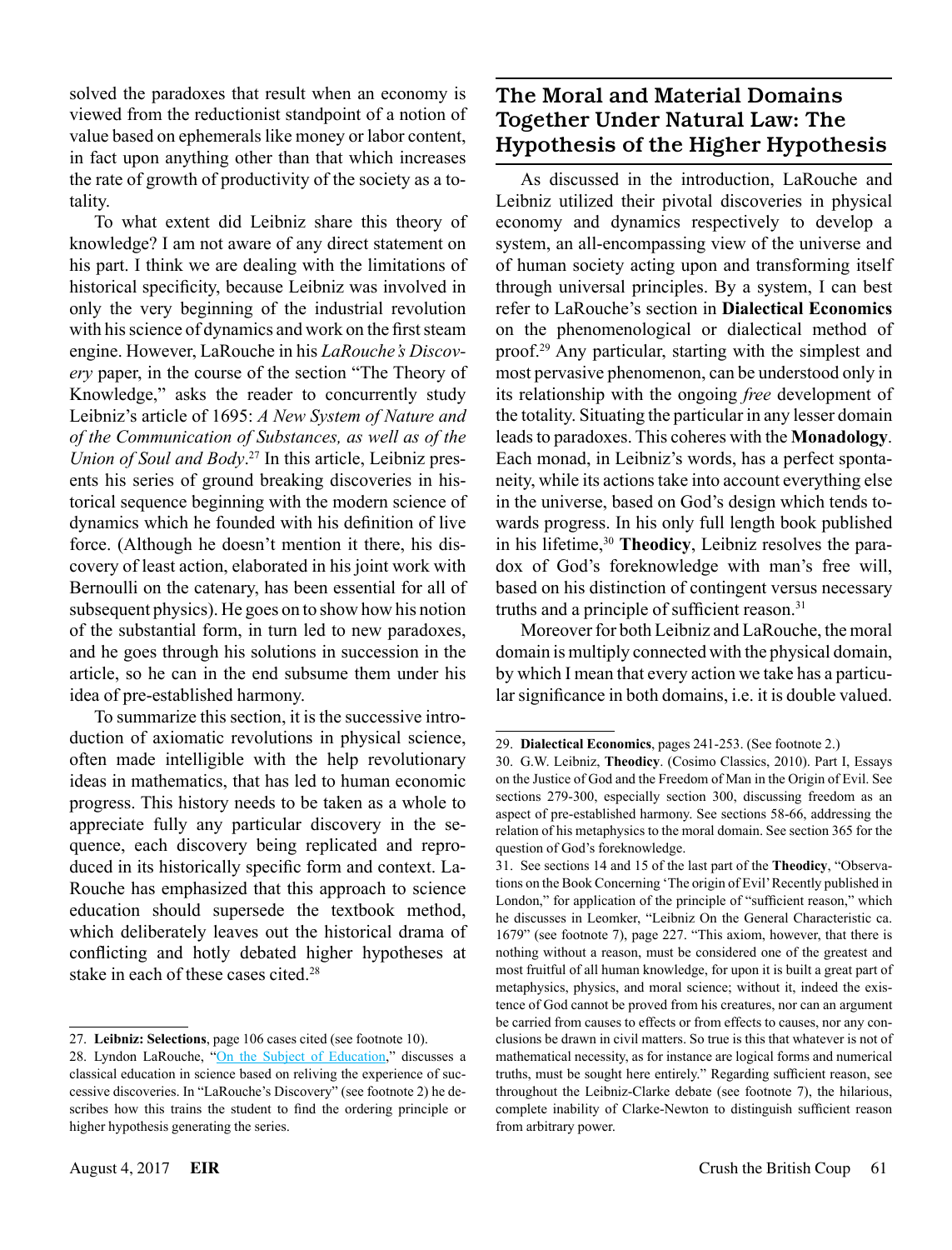solved the paradoxes that result when an economy is viewed from the reductionist standpoint of a notion of value based on ephemerals like money or labor content, in fact upon anything other than that which increases the rate of growth of productivity of the society as a totality.

To what extent did Leibniz share this theory of knowledge? I am not aware of any direct statement on his part. I think we are dealing with the limitations of historical specificity, because Leibniz was involved in only the very beginning of the industrial revolution with his science of dynamics and work on the first steam engine. However, LaRouche in his *LaRouche's Discovery* paper, in the course of the section "The Theory of Knowledge," asks the reader to concurrently study Leibniz's article of 1695: *A New System of Nature and of the Communication of Substances, as well as of the Union of Soul and Body*.[27] In this article, Leibniz presents his series of ground breaking discoveries in historical sequence beginning with the modern science of dynamics which he founded with his definition of live force. (Although he doesn't mention it there, his discovery of least action, elaborated in his joint work with Bernoulli on the catenary, has been essential for all of subsequent physics). He goes on to show how his notion of the substantial form, in turn led to new paradoxes, and he goes through his solutions in succession in the article, so he can in the end subsume them under his idea of pre-established harmony.

To summarize this section, it is the successive introduction of axiomatic revolutions in physical science, often made intelligible with the help revolutionary ideas in mathematics, that has led to human economic progress. This history needs to be taken as a whole to appreciate fully any particular discovery in the sequence, each discovery being replicated and reproduced in its historically specific form and context. LaRouche has emphasized that this approach to science education should supersede the textbook method, which deliberately leaves out the historical drama of conflicting and hotly debated higher hypotheses at stake in each of these cases cited.[28]

## The Moral and Material Domains Together Under Natural Law: The Hypothesis of the Higher Hypothesis

As discussed in the introduction, LaRouche and Leibniz utilized their pivotal discoveries in physical economy and dynamics respectively to develop a system, an all-encompassing view of the universe and of human society acting upon and transforming itself through universal principles. By a system, I can best refer to LaRouche's section in **Dialectical Economics** on the phenomenological or dialectical method of proof.[29] Any particular, starting with the simplest and most pervasive phenomenon, can be understood only in its relationship with the ongoing *free* development of the totality. Situating the particular in any lesser domain leads to paradoxes. This coheres with the **Monadology**. Each monad, in Leibniz's words, has a perfect spontaneity, while its actions take into account everything else in the universe, based on God's design which tends towards progress. In his only full length book published in his lifetime,[30] **Theodicy**, Leibniz resolves the paradox of God's foreknowledge with man's free will, based on his distinction of contingent versus necessary truths and a principle of sufficient reason.[31]

Moreover for both Leibniz and LaRouche, the moral domain is multiply connected with the physical domain, by which I mean that every action we take has a particular significance in both domains, i.e. it is double valued.

---

27. **Leibniz: Selections**, page 106 cases cited (see footnote 10).

28. Lyndon LaRouche, "On the Subject of Education," discusses a classical education in science based on reliving the experience of successive discoveries. In "LaRouche's Discovery" (see footnote 2) he describes how this trains the student to find the ordering principle or higher hypothesis generating the series.

29. **Dialectical Economics**, pages 241-253. (See footnote 2.)

30. G.W. Leibniz, **Theodicy**. (Cosimo Classics, 2010). Part I, Essays on the Justice of God and the Freedom of Man in the Origin of Evil. See sections 279-300, especially section 300, discussing freedom as an aspect of pre-established harmony. See sections 58-66, addressing the relation of his metaphysics to the moral domain. See section 365 for the question of God's foreknowledge.

31. See sections 14 and 15 of the last part of the **Theodicy**, "Observations on the Book Concerning 'The origin of Evil' Recently published in London," for application of the principle of "sufficient reason," which he discusses in Leomker, "Leibniz On the General Characteristic ca. 1679" (see footnote 7), page 227. "This axiom, however, that there is nothing without a reason, must be considered one of the greatest and most fruitful of all human knowledge, for upon it is built a great part of metaphysics, physics, and moral science; without it, indeed the existence of God cannot be proved from his creatures, nor can an argument be carried from causes to effects or from effects to causes, nor any conclusions be drawn in civil matters. So true is this that whatever is not of mathematical necessity, as for instance are logical forms and numerical truths, must be sought here entirely." Regarding sufficient reason, see throughout the Leibniz-Clarke debate (see footnote 7), the hilarious, complete inability of Clarke-Newton to distinguish sufficient reason from arbitrary power.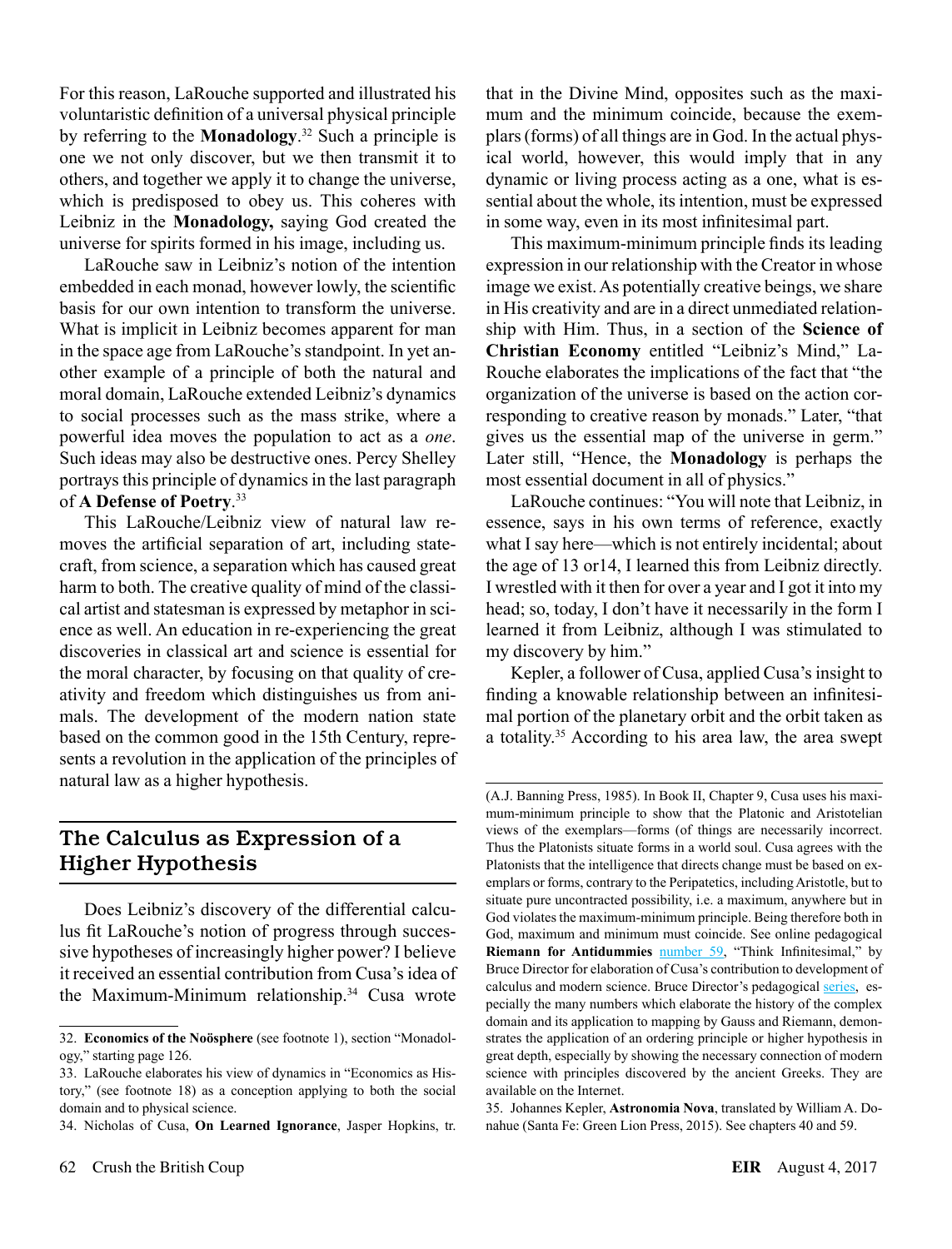For this reason, LaRouche supported and illustrated his voluntaristic definition of a universal physical principle by referring to the **Monadology**.[32] Such a principle is one we not only discover, but we then transmit it to others, and together we apply it to change the universe, which is predisposed to obey us. This coheres with Leibniz in the **Monadology,** saying God created the universe for spirits formed in his image, including us.

LaRouche saw in Leibniz's notion of the intention embedded in each monad, however lowly, the scientific basis for our own intention to transform the universe. What is implicit in Leibniz becomes apparent for man in the space age from LaRouche's standpoint. In yet another example of a principle of both the natural and moral domain, LaRouche extended Leibniz's dynamics to social processes such as the mass strike, where a powerful idea moves the population to act as a *one*. Such ideas may also be destructive ones. Percy Shelley portrays this principle of dynamics in the last paragraph of **A Defense of Poetry**.[33]

This LaRouche/Leibniz view of natural law removes the artificial separation of art, including statecraft, from science, a separation which has caused great harm to both. The creative quality of mind of the classical artist and statesman is expressed by metaphor in science as well. An education in re-experiencing the great discoveries in classical art and science is essential for the moral character, by focusing on that quality of creativity and freedom which distinguishes us from animals. The development of the modern nation state based on the common good in the 15th Century, represents a revolution in the application of the principles of natural law as a higher hypothesis.

## The Calculus as Expression of a Higher Hypothesis

Does Leibniz's discovery of the differential calculus fit LaRouche's notion of progress through successive hypotheses of increasingly higher power? I believe it received an essential contribution from Cusa's idea of the Maximum-Minimum relationship.[34] Cusa wrote that in the Divine Mind, opposites such as the maximum and the minimum coincide, because the exemplars (forms) of all things are in God. In the actual physical world, however, this would imply that in any dynamic or living process acting as a one, what is essential about the whole, its intention, must be expressed in some way, even in its most infinitesimal part.

This maximum-minimum principle finds its leading expression in our relationship with the Creator in whose image we exist. As potentially creative beings, we share in His creativity and are in a direct unmediated relationship with Him. Thus, in a section of the **Science of Christian Economy** entitled "Leibniz's Mind," LaRouche elaborates the implications of the fact that "the organization of the universe is based on the action corresponding to creative reason by monads." Later, "that gives us the essential map of the universe in germ." Later still, "Hence, the **Monadology** is perhaps the most essential document in all of physics."

LaRouche continues: "You will note that Leibniz, in essence, says in his own terms of reference, exactly what I say here—which is not entirely incidental; about the age of 13 or14, I learned this from Leibniz directly. I wrestled with it then for over a year and I got it into my head; so, today, I don't have it necessarily in the form I learned it from Leibniz, although I was stimulated to my discovery by him."

Kepler, a follower of Cusa, applied Cusa's insight to finding a knowable relationship between an infinitesimal portion of the planetary orbit and the orbit taken as a totality.[35] According to his area law, the area swept

---

32. **Economics of the Noösphere** (see footnote 1), section "Monadology," starting page 126.

33. LaRouche elaborates his view of dynamics in "Economics as History," (see footnote 18) as a conception applying to both the social domain and to physical science.

34. Nicholas of Cusa, **On Learned Ignorance**, Jasper Hopkins, tr. (A.J. Banning Press, 1985). In Book II, Chapter 9, Cusa uses his maximum-minimum principle to show that the Platonic and Aristotelian views of the exemplars—forms (of things are necessarily incorrect. Thus the Platonists situate forms in a world soul. Cusa agrees with the Platonists that the intelligence that directs change must be based on exemplars or forms, contrary to the Peripatetics, including Aristotle, but to situate pure uncontracted possibility, i.e. a maximum, anywhere but in God violates the maximum-minimum principle. Being therefore both in God, maximum and minimum must coincide. See online pedagogical **Riemann for Antidummies** number 59, "Think Infinitesimal," by Bruce Director for elaboration of Cusa's contribution to development of calculus and modern science. Bruce Director's pedagogical series, especially the many numbers which elaborate the history of the complex domain and its application to mapping by Gauss and Riemann, demonstrates the application of an ordering principle or higher hypothesis in great depth, especially by showing the necessary connection of modern science with principles discovered by the ancient Greeks. They are available on the Internet.

35. Johannes Kepler, **Astronomia Nova**, translated by William A. Donahue (Santa Fe: Green Lion Press, 2015). See chapters 40 and 59.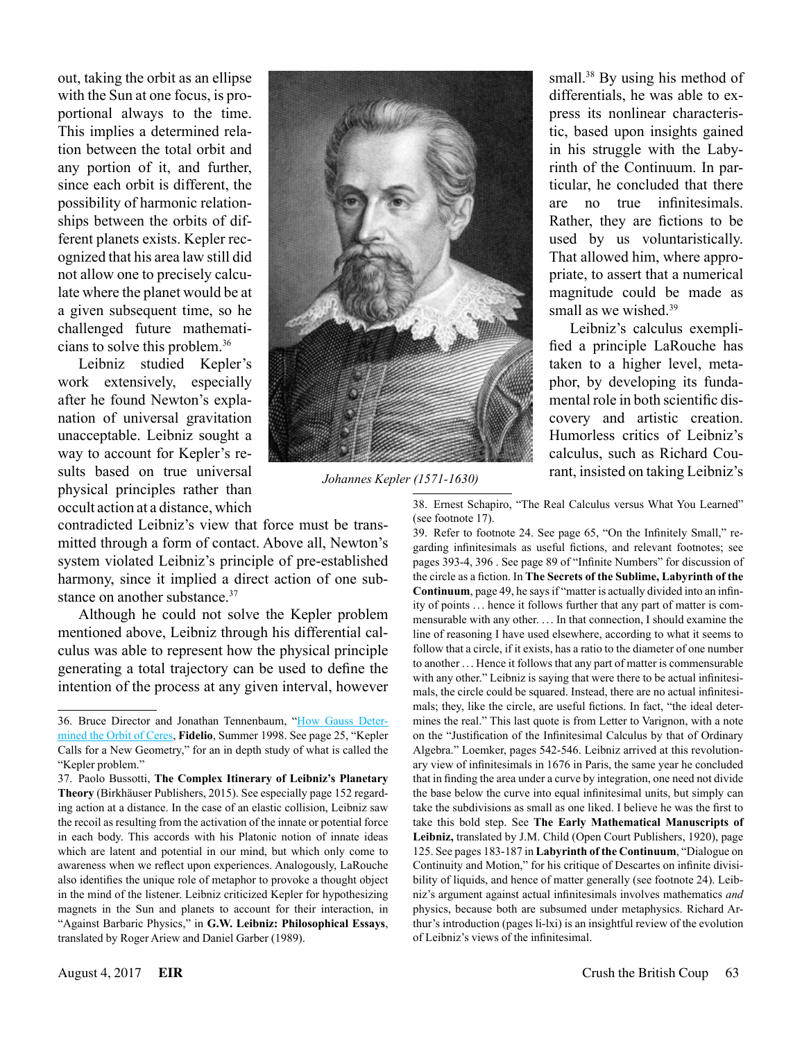out, taking the orbit as an ellipse with the Sun at one focus, is proportional always to the time. This implies a determined relation between the total orbit and any portion of it, and further, since each orbit is different, the possibility of harmonic relationships between the orbits of different planets exists. Kepler recognized that his area law still did not allow one to precisely calculate where the planet would be at a given subsequent time, so he challenged future mathematicians to solve this problem.[36]

Leibniz studied Kepler's work extensively, especially after he found Newton's explanation of universal gravitation unacceptable. Leibniz sought a way to account for Kepler's results based on true universal physical principles rather than occult action at a distance, which contradicted Leibniz's view that force must be transmitted through a form of contact. Above all, Newton's system violated Leibniz's principle of pre-established harmony, since it implied a direct action of one substance on another substance.[37]

Although he could not solve the Kepler problem mentioned above, Leibniz through his differential calculus was able to represent how the physical principle generating a total trajectory can be used to define the intention of the process at any given interval, however small.[38] By using his method of differentials, he was able to express its nonlinear characteristic, based upon insights gained in his struggle with the Labyrinth of the Continuum. In particular, he concluded that there are no true infinitesimals. Rather, they are fictions to be used by us voluntaristically. That allowed him, where appropriate, to assert that a numerical magnitude could be made as small as we wished.[39]

*Johannes Kepler (1571-1630)*

Leibniz's calculus exemplified a principle LaRouche has taken to a higher level, metaphor, by developing its fundamental role in both scientific discovery and artistic creation. Humorless critics of Leibniz's calculus, such as Richard Courant, insisted on taking Leibniz's

---

36. Bruce Director and Jonathan Tennenbaum, "How Gauss Determined the Orbit of Ceres, **Fidelio**, Summer 1998. See page 25, "Kepler Calls for a New Geometry," for an in depth study of what is called the "Kepler problem."

37. Paolo Bussotti, **The Complex Itinerary of Leibniz's Planetary Theory** (Birkhäuser Publishers, 2015). See especially page 152 regarding action at a distance. In the case of an elastic collision, Leibniz saw the recoil as resulting from the activation of the innate or potential force in each body. This accords with his Platonic notion of innate ideas which are latent and potential in our mind, but which only come to awareness when we reflect upon experiences. Analogously, LaRouche also identifies the unique role of metaphor to provoke a thought object in the mind of the listener. Leibniz criticized Kepler for hypothesizing magnets in the Sun and planets to account for their interaction, in "Against Barbaric Physics," in **G.W. Leibniz: Philosophical Essays**, translated by Roger Ariew and Daniel Garber (1989).

38. Ernest Schapiro, "The Real Calculus versus What You Learned" (see footnote 17).

39. Refer to footnote 24. See page 65, "On the Infinitely Small," regarding infinitesimals as useful fictions, and relevant footnotes; see pages 393-4, 396 . See page 89 of "Infinite Numbers" for discussion of the circle as a fiction. In **The Secrets of the Sublime, Labyrinth of the Continuum**, page 49, he says if "matter is actually divided into an infinity of points . . . hence it follows further that any part of matter is commensurable with any other. . . . In that connection, I should examine the line of reasoning I have used elsewhere, according to what it seems to follow that a circle, if it exists, has a ratio to the diameter of one number to another . . . Hence it follows that any part of matter is commensurable with any other." Leibniz is saying that were there to be actual infinitesimals, the circle could be squared. Instead, there are no actual infinitesimals; they, like the circle, are useful fictions. In fact, "the ideal determines the real." This last quote is from Letter to Varignon, with a note on the "Justification of the Infinitesimal Calculus by that of Ordinary Algebra." Loemker, pages 542-546. Leibniz arrived at this revolutionary view of infinitesimals in 1676 in Paris, the same year he concluded that in finding the area under a curve by integration, one need not divide the base below the curve into equal infinitesimal units, but simply can take the subdivisions as small as one liked. I believe he was the first to take this bold step. See **The Early Mathematical Manuscripts of Leibniz,** translated by J.M. Child (Open Court Publishers, 1920), page 125. See pages 183-187 in **Labyrinth of the Continuum**, "Dialogue on Continuity and Motion," for his critique of Descartes on infinite divisibility of liquids, and hence of matter generally (see footnote 24). Leibniz's argument against actual infinitesimals involves mathematics *and* physics, because both are subsumed under metaphysics. Richard Arthur's introduction (pages li-lxi) is an insightful review of the evolution of Leibniz's views of the infinitesimal.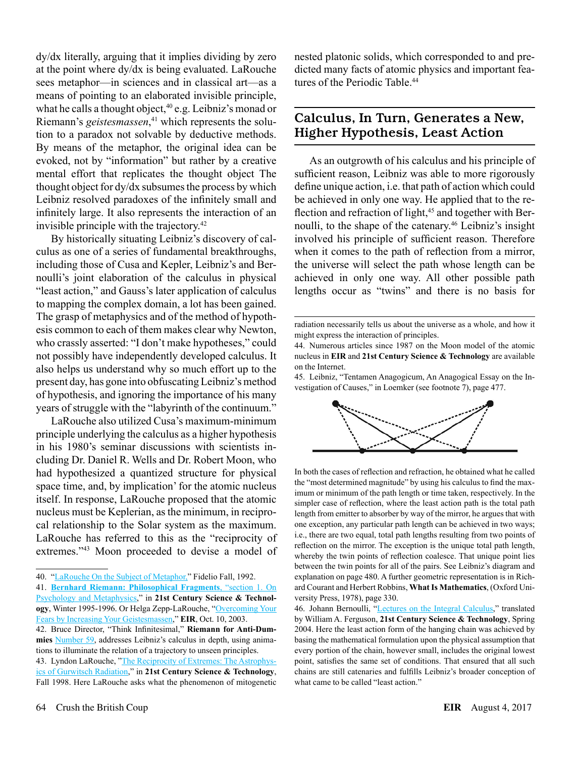dy/dx literally, arguing that it implies dividing by zero at the point where dy/dx is being evaluated. LaRouche sees metaphor—in sciences and in classical art—as a means of pointing to an elaborated invisible principle, what he calls a thought object,[40] e.g. Leibniz's monad or Riemann's *geistesmassen*,[41] which represents the solution to a paradox not solvable by deductive methods. By means of the metaphor, the original idea can be evoked, not by "information" but rather by a creative mental effort that replicates the thought object The thought object for dy/dx subsumes the process by which Leibniz resolved paradoxes of the infinitely small and infinitely large. It also represents the interaction of an invisible principle with the trajectory.[42]

By historically situating Leibniz's discovery of calculus as one of a series of fundamental breakthroughs, including those of Cusa and Kepler, Leibniz's and Bernoulli's joint elaboration of the calculus in physical "least action," and Gauss's later application of calculus to mapping the complex domain, a lot has been gained. The grasp of metaphysics and of the method of hypothesis common to each of them makes clear why Newton, who crassly asserted: "I don't make hypotheses," could not possibly have independently developed calculus. It also helps us understand why so much effort up to the present day, has gone into obfuscating Leibniz's method of hypothesis, and ignoring the importance of his many years of struggle with the "labyrinth of the continuum."

LaRouche also utilized Cusa's maximum-minimum principle underlying the calculus as a higher hypothesis in his 1980's seminar discussions with scientists including Dr. Daniel R. Wells and Dr. Robert Moon, who had hypothesized a quantized structure for physical space time, and, by implication' for the atomic nucleus itself. In response, LaRouche proposed that the atomic nucleus must be Keplerian, as the minimum, in reciprocal relationship to the Solar system as the maximum. LaRouche has referred to this as the "reciprocity of extremes."[43] Moon proceeded to devise a model of nested platonic solids, which corresponded to and predicted many facts of atomic physics and important features of the Periodic Table.[44]

## Calculus, In Turn, Generates a New, Higher Hypothesis, Least Action

As an outgrowth of his calculus and his principle of sufficient reason, Leibniz was able to more rigorously define unique action, i.e. that path of action which could be achieved in only one way. He applied that to the reflection and refraction of light,[45] and together with Bernoulli, to the shape of the catenary.[46] Leibniz's insight involved his principle of sufficient reason. Therefore when it comes to the path of reflection from a mirror, the universe will select the path whose length can be achieved in only one way. All other possible path lengths occur as "twins" and there is no basis for

---

40. "LaRouche On the Subject of Metaphor," Fidelio Fall, 1992.

41. **Bernhard Riemann: Philosophical Fragments**, "section 1. On Psychology and Metaphysics," in **21st Century Science & Technology**, Winter 1995-1996. Or Helga Zepp-LaRouche, "Overcoming Your Fears by Increasing Your Geistesmassen," **EIR**, Oct. 10, 2003.

42. Bruce Director, "Think Infinitesimal," **Riemann for Anti-Dummies** Number 59, addresses Leibniz's calculus in depth, using animations to illuminate the relation of a trajectory to unseen principles.

43. Lyndon LaRouche, "The Reciprocity of Extremes: The Astrophysics of Gurwitsch Radiation," in **21st Century Science & Technology**, Fall 1998. Here LaRouche asks what the phenomenon of mitogenetic radiation necessarily tells us about the universe as a whole, and how it might express the interaction of principles.

44. Numerous articles since 1987 on the Moon model of the atomic nucleus in **EIR** and **21st Century Science & Technology** are available on the Internet.

45. Leibniz, "Tentamen Anagogicum, An Anagogical Essay on the Investigation of Causes," in Loemker (see footnote 7), page 477.

In both the cases of reflection and refraction, he obtained what he called the "most determined magnitude" by using his calculus to find the maximum or minimum of the path length or time taken, respectively. In the simpler case of reflection, where the least action path is the total path length from emitter to absorber by way of the mirror, he argues that with one exception, any particular path length can be achieved in two ways; i.e., there are two equal, total path lengths resulting from two points of reflection on the mirror. The exception is the unique total path length, whereby the twin points of reflection coalesce. That unique point lies between the twin points for all of the pairs. See Leibniz's diagram and explanation on page 480. A further geometric representation is in Richard Courant and Herbert Robbins, **What Is Mathematics**, (Oxford University Press, 1978), page 330.

46. Johann Bernoulli, "Lectures on the Integral Calculus," translated by William A. Ferguson, **21st Century Science & Technology**, Spring 2004. Here the least action form of the hanging chain was achieved by basing the mathematical formulation upon the physical assumption that every portion of the chain, however small, includes the original lowest point, satisfies the same set of conditions. That ensured that all such chains are still catenaries and fulfills Leibniz's broader conception of what came to be called "least action."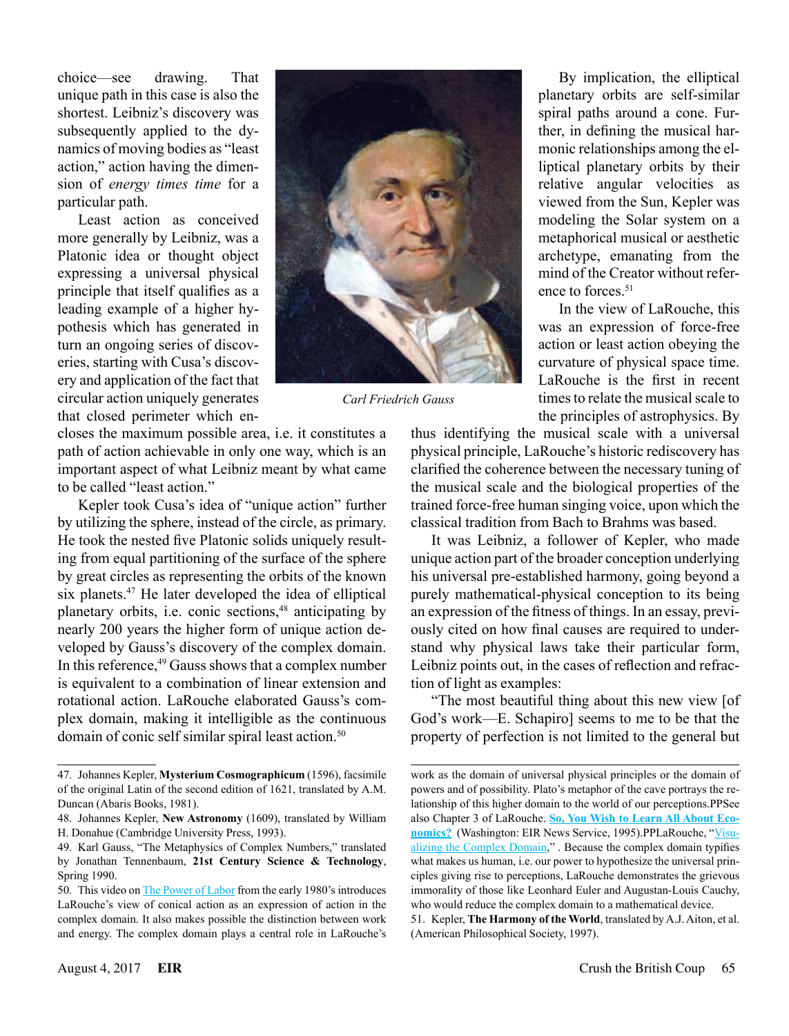choice—see drawing. That unique path in this case is also the shortest. Leibniz's discovery was subsequently applied to the dynamics of moving bodies as "least action," action having the dimension of *energy times time* for a particular path.

Least action as conceived more generally by Leibniz, was a Platonic idea or thought object expressing a universal physical principle that itself qualifies as a leading example of a higher hypothesis which has generated in turn an ongoing series of discoveries, starting with Cusa's discovery and application of the fact that circular action uniquely generates that closed perimeter which encloses the maximum possible area, i.e. it constitutes a path of action achievable in only one way, which is an important aspect of what Leibniz meant by what came to be called "least action."

*Carl Friedrich Gauss*

Kepler took Cusa's idea of "unique action" further by utilizing the sphere, instead of the circle, as primary. He took the nested five Platonic solids uniquely resulting from equal partitioning of the surface of the sphere by great circles as representing the orbits of the known six planets.[47] He later developed the idea of elliptical planetary orbits, i.e. conic sections,[48] anticipating by nearly 200 years the higher form of unique action developed by Gauss's discovery of the complex domain. In this reference,[49] Gauss shows that a complex number is equivalent to a combination of linear extension and rotational action. LaRouche elaborated Gauss's complex domain, making it intelligible as the continuous domain of conic self similar spiral least action.[50]

By implication, the elliptical planetary orbits are self-similar spiral paths around a cone. Further, in defining the musical harmonic relationships among the elliptical planetary orbits by their relative angular velocities as viewed from the Sun, Kepler was modeling the Solar system on a metaphorical musical or aesthetic archetype, emanating from the mind of the Creator without reference to forces.[51]

In the view of LaRouche, this was an expression of force-free action or least action obeying the curvature of physical space time. LaRouche is the first in recent times to relate the musical scale to the principles of astrophysics. By thus identifying the musical scale with a universal physical principle, LaRouche's historic rediscovery has clarified the coherence between the necessary tuning of the musical scale and the biological properties of the trained force-free human singing voice, upon which the classical tradition from Bach to Brahms was based.

It was Leibniz, a follower of Kepler, who made unique action part of the broader conception underlying his universal pre-established harmony, going beyond a purely mathematical-physical conception to its being an expression of the fitness of things. In an essay, previously cited on how final causes are required to understand why physical laws take their particular form, Leibniz points out, in the cases of reflection and refraction of light as examples:

"The most beautiful thing about this new view [of God's work—E. Schapiro] seems to me to be that the property of perfection is not limited to the general but

---

47. Johannes Kepler, **Mysterium Cosmographicum** (1596), facsimile of the original Latin of the second edition of 1621, translated by A.M. Duncan (Abaris Books, 1981).

48. Johannes Kepler, **New Astronomy** (1609), translated by William H. Donahue (Cambridge University Press, 1993).

49. Karl Gauss, "The Metaphysics of Complex Numbers," translated by Jonathan Tennenbaum, **21st Century Science & Technology**, Spring 1990.

50. This video on The Power of Labor from the early 1980's introduces LaRouche's view of conical action as an expression of action in the complex domain. It also makes possible the distinction between work and energy. The complex domain plays a central role in LaRouche's work as the domain of universal physical principles or the domain of powers and of possibility. Plato's metaphor of the cave portrays the relationship of this higher domain to the world of our perceptions.PPSee also Chapter 3 of LaRouche. **So, You Wish to Learn All About Economics?** (Washington: EIR News Service, 1995).PPLaRouche, "Visualizing the Complex Domain," . Because the complex domain typifies what makes us human, i.e. our power to hypothesize the universal principles giving rise to perceptions, LaRouche demonstrates the grievous immorality of those like Leonhard Euler and Augustan-Louis Cauchy, who would reduce the complex domain to a mathematical device.

51. Kepler, **The Harmony of the World**, translated by A.J. Aiton, et al. (American Philosophical Society, 1997).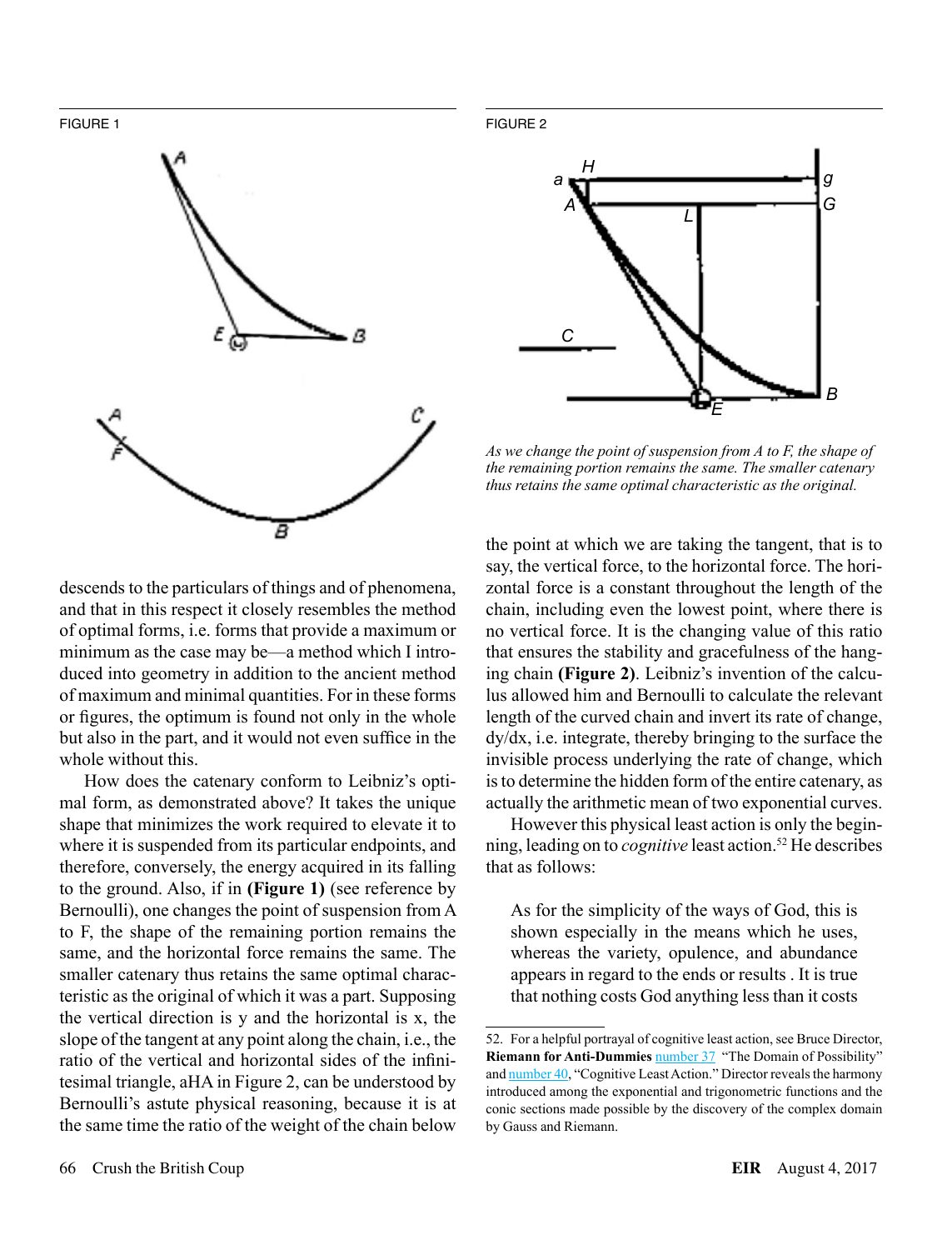FIGURE 1

FIGURE 2

*As we change the point of suspension from A to F, the shape of the remaining portion remains the same. The smaller catenary thus retains the same optimal characteristic as the original.*

descends to the particulars of things and of phenomena, and that in this respect it closely resembles the method of optimal forms, i.e. forms that provide a maximum or minimum as the case may be—a method which I introduced into geometry in addition to the ancient method of maximum and minimal quantities. For in these forms or figures, the optimum is found not only in the whole but also in the part, and it would not even suffice in the whole without this.

How does the catenary conform to Leibniz's optimal form, as demonstrated above? It takes the unique shape that minimizes the work required to elevate it to where it is suspended from its particular endpoints, and therefore, conversely, the energy acquired in its falling to the ground. Also, if in **(Figure 1)** (see reference by Bernoulli), one changes the point of suspension from A to F, the shape of the remaining portion remains the same, and the horizontal force remains the same. The smaller catenary thus retains the same optimal characteristic as the original of which it was a part. Supposing the vertical direction is y and the horizontal is x, the slope of the tangent at any point along the chain, i.e., the ratio of the vertical and horizontal sides of the infinitesimal triangle, aHA in Figure 2, can be understood by Bernoulli's astute physical reasoning, because it is at the same time the ratio of the weight of the chain below the point at which we are taking the tangent, that is to say, the vertical force, to the horizontal force. The horizontal force is a constant throughout the length of the chain, including even the lowest point, where there is no vertical force. It is the changing value of this ratio that ensures the stability and gracefulness of the hanging chain **(Figure 2)**. Leibniz's invention of the calculus allowed him and Bernoulli to calculate the relevant length of the curved chain and invert its rate of change, $dy/dx$, i.e. integrate, thereby bringing to the surface the invisible process underlying the rate of change, which is to determine the hidden form of the entire catenary, as actually the arithmetic mean of two exponential curves.

However this physical least action is only the beginning, leading on to *cognitive* least action.[52] He describes that as follows:

> As for the simplicity of the ways of God, this is shown especially in the means which he uses, whereas the variety, opulence, and abundance appears in regard to the ends or results . It is true that nothing costs God anything less than it costs

52. For a helpful portrayal of cognitive least action, see Bruce Director, **Riemann for Anti-Dummies** number 37 "The Domain of Possibility" and number 40, "Cognitive Least Action." Director reveals the harmony introduced among the exponential and trigonometric functions and the conic sections made possible by the discovery of the complex domain by Gauss and Riemann.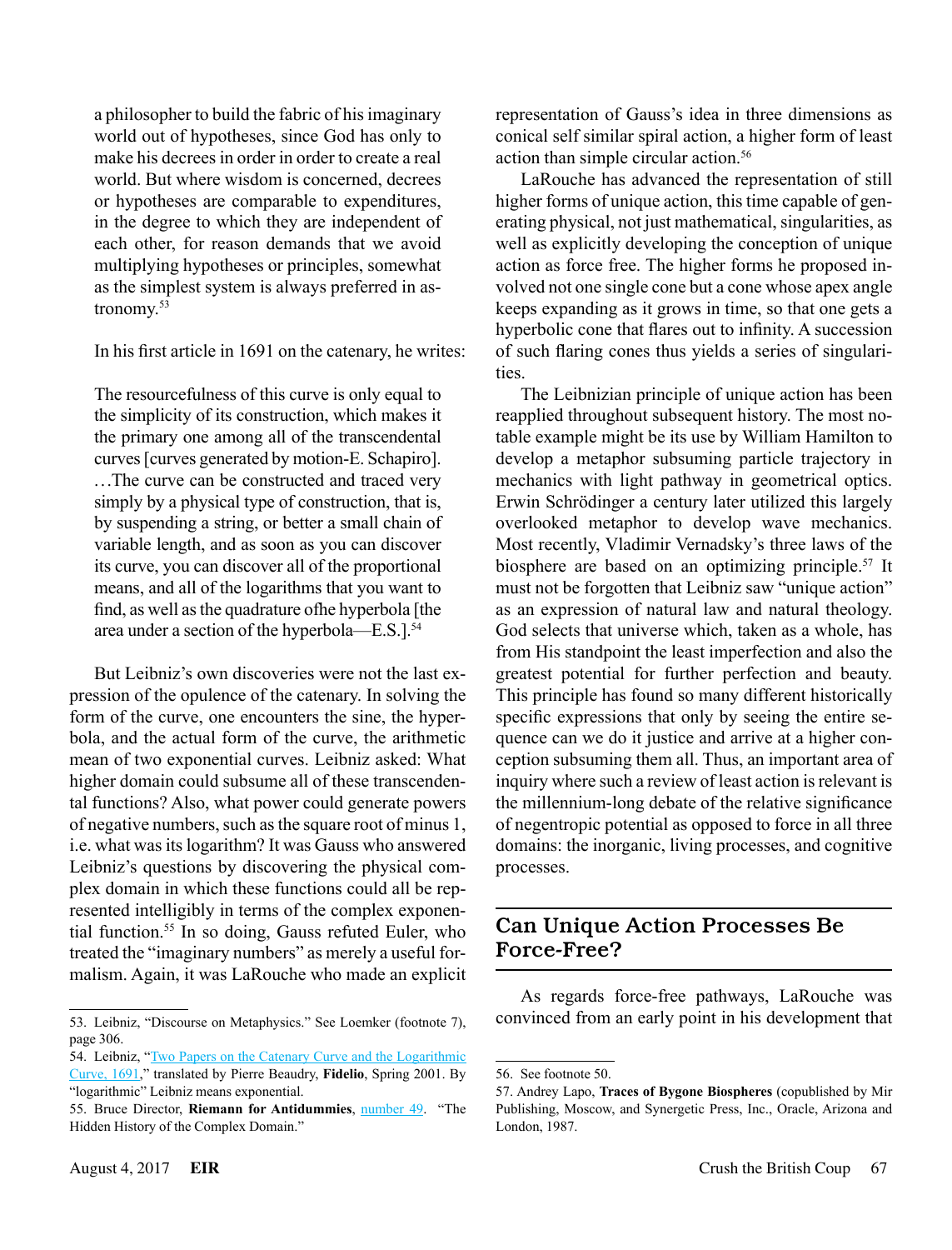a philosopher to build the fabric of his imaginary world out of hypotheses, since God has only to make his decrees in order in order to create a real world. But where wisdom is concerned, decrees or hypotheses are comparable to expenditures, in the degree to which they are independent of each other, for reason demands that we avoid multiplying hypotheses or principles, somewhat as the simplest system is always preferred in astronomy.[53]

In his first article in 1691 on the catenary, he writes:

> The resourcefulness of this curve is only equal to the simplicity of its construction, which makes it the primary one among all of the transcendental curves [curves generated by motion-E. Schapiro]. …The curve can be constructed and traced very simply by a physical type of construction, that is, by suspending a string, or better a small chain of variable length, and as soon as you can discover its curve, you can discover all of the proportional means, and all of the logarithms that you want to find, as well as the quadrature ofhe hyperbola [the area under a section of the hyperbola—E.S.].[54]

But Leibniz's own discoveries were not the last expression of the opulence of the catenary. In solving the form of the curve, one encounters the sine, the hyperbola, and the actual form of the curve, the arithmetic mean of two exponential curves. Leibniz asked: What higher domain could subsume all of these transcendental functions? Also, what power could generate powers of negative numbers, such as the square root of minus 1, i.e. what was its logarithm? It was Gauss who answered Leibniz's questions by discovering the physical complex domain in which these functions could all be represented intelligibly in terms of the complex exponential function.[55] In so doing, Gauss refuted Euler, who treated the "imaginary numbers" as merely a useful formalism. Again, it was LaRouche who made an explicit representation of Gauss's idea in three dimensions as conical self similar spiral action, a higher form of least action than simple circular action.[56]

LaRouche has advanced the representation of still higher forms of unique action, this time capable of generating physical, not just mathematical, singularities, as well as explicitly developing the conception of unique action as force free. The higher forms he proposed involved not one single cone but a cone whose apex angle keeps expanding as it grows in time, so that one gets a hyperbolic cone that flares out to infinity. A succession of such flaring cones thus yields a series of singularities.

The Leibnizian principle of unique action has been reapplied throughout subsequent history. The most notable example might be its use by William Hamilton to develop a metaphor subsuming particle trajectory in mechanics with light pathway in geometrical optics. Erwin Schrödinger a century later utilized this largely overlooked metaphor to develop wave mechanics. Most recently, Vladimir Vernadsky's three laws of the biosphere are based on an optimizing principle.[57] It must not be forgotten that Leibniz saw "unique action" as an expression of natural law and natural theology. God selects that universe which, taken as a whole, has from His standpoint the least imperfection and also the greatest potential for further perfection and beauty. This principle has found so many different historically specific expressions that only by seeing the entire sequence can we do it justice and arrive at a higher conception subsuming them all. Thus, an important area of inquiry where such a review of least action is relevant is the millennium-long debate of the relative significance of negentropic potential as opposed to force in all three domains: the inorganic, living processes, and cognitive processes.

## Can Unique Action Processes Be Force-Free?

As regards force-free pathways, LaRouche was convinced from an early point in his development that

---

53. Leibniz, "Discourse on Metaphysics." See Loemker (footnote 7), page 306.

54. Leibniz, "Two Papers on the Catenary Curve and the Logarithmic Curve, 1691," translated by Pierre Beaudry, **Fidelio**, Spring 2001. By "logarithmic" Leibniz means exponential.

55. Bruce Director, **Riemann for Antidummies**, number 49. "The Hidden History of the Complex Domain."

56. See footnote 50.

57. Andrey Lapo, **Traces of Bygone Biospheres** (copublished by Mir Publishing, Moscow, and Synergetic Press, Inc., Oracle, Arizona and London, 1987.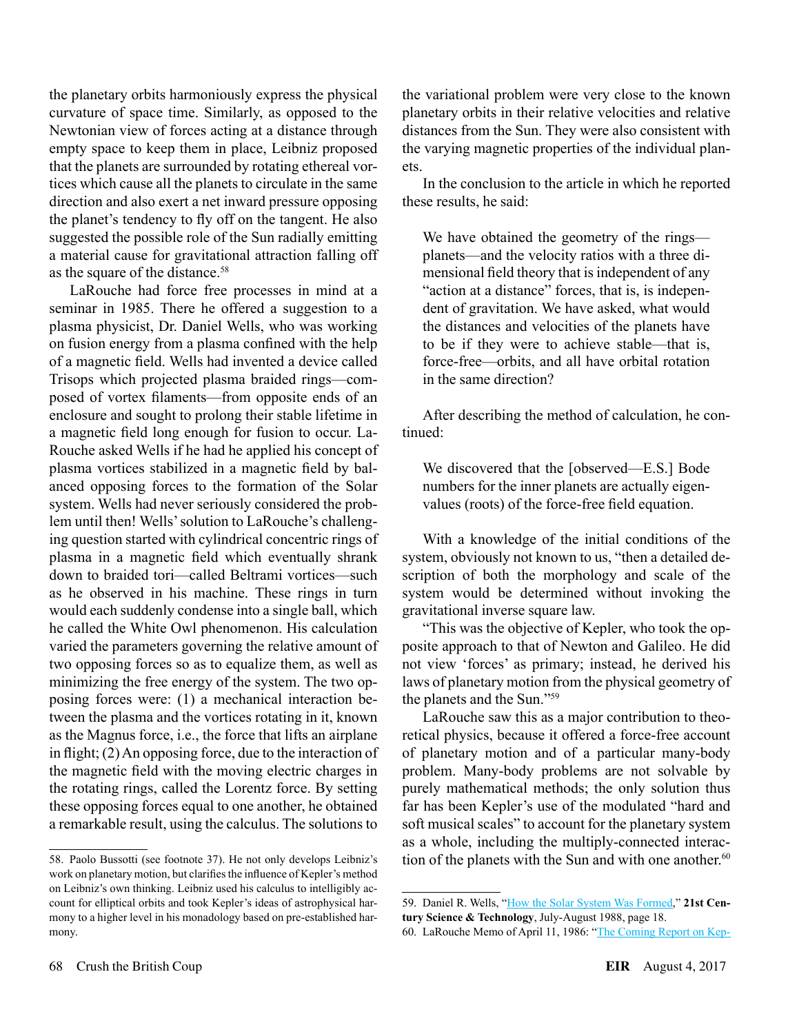the planetary orbits harmoniously express the physical curvature of space time. Similarly, as opposed to the Newtonian view of forces acting at a distance through empty space to keep them in place, Leibniz proposed that the planets are surrounded by rotating ethereal vortices which cause all the planets to circulate in the same direction and also exert a net inward pressure opposing the planet's tendency to fly off on the tangent. He also suggested the possible role of the Sun radially emitting a material cause for gravitational attraction falling off as the square of the distance.[58]

LaRouche had force free processes in mind at a seminar in 1985. There he offered a suggestion to a plasma physicist, Dr. Daniel Wells, who was working on fusion energy from a plasma confined with the help of a magnetic field. Wells had invented a device called Trisops which projected plasma braided rings—composed of vortex filaments—from opposite ends of an enclosure and sought to prolong their stable lifetime in a magnetic field long enough for fusion to occur. LaRouche asked Wells if he had he applied his concept of plasma vortices stabilized in a magnetic field by balanced opposing forces to the formation of the Solar system. Wells had never seriously considered the problem until then! Wells' solution to LaRouche's challenging question started with cylindrical concentric rings of plasma in a magnetic field which eventually shrank down to braided tori—called Beltrami vortices—such as he observed in his machine. These rings in turn would each suddenly condense into a single ball, which he called the White Owl phenomenon. His calculation varied the parameters governing the relative amount of two opposing forces so as to equalize them, as well as minimizing the free energy of the system. The two opposing forces were: (1) a mechanical interaction between the plasma and the vortices rotating in it, known as the Magnus force, i.e., the force that lifts an airplane in flight; (2) An opposing force, due to the interaction of the magnetic field with the moving electric charges in the rotating rings, called the Lorentz force. By setting these opposing forces equal to one another, he obtained a remarkable result, using the calculus. The solutions to the variational problem were very close to the known planetary orbits in their relative velocities and relative distances from the Sun. They were also consistent with the varying magnetic properties of the individual planets.

In the conclusion to the article in which he reported these results, he said:

> We have obtained the geometry of the rings—planets—and the velocity ratios with a three dimensional field theory that is independent of any "action at a distance" forces, that is, is independent of gravitation. We have asked, what would the distances and velocities of the planets have to be if they were to achieve stable—that is, force-free—orbits, and all have orbital rotation in the same direction?

After describing the method of calculation, he continued:

> We discovered that the [observed—E.S.] Bode numbers for the inner planets are actually eigenvalues (roots) of the force-free field equation.

With a knowledge of the initial conditions of the system, obviously not known to us, "then a detailed description of both the morphology and scale of the system would be determined without invoking the gravitational inverse square law.

"This was the objective of Kepler, who took the opposite approach to that of Newton and Galileo. He did not view 'forces' as primary; instead, he derived his laws of planetary motion from the physical geometry of the planets and the Sun."[59]

LaRouche saw this as a major contribution to theoretical physics, because it offered a force-free account of planetary motion and of a particular many-body problem. Many-body problems are not solvable by purely mathematical methods; the only solution thus far has been Kepler's use of the modulated "hard and soft musical scales" to account for the planetary system as a whole, including the multiply-connected interaction of the planets with the Sun and with one another.[60]

---

58. Paolo Bussotti (see footnote 37). He not only develops Leibniz's work on planetary motion, but clarifies the influence of Kepler's method on Leibniz's own thinking. Leibniz used his calculus to intelligibly account for elliptical orbits and took Kepler's ideas of astrophysical harmony to a higher level in his monadology based on pre-established harmony.

59. Daniel R. Wells, "How the Solar System Was Formed," **21st Century Science & Technology**, July-August 1988, page 18.

60. LaRouche Memo of April 11, 1986: "The Coming Report on Kep-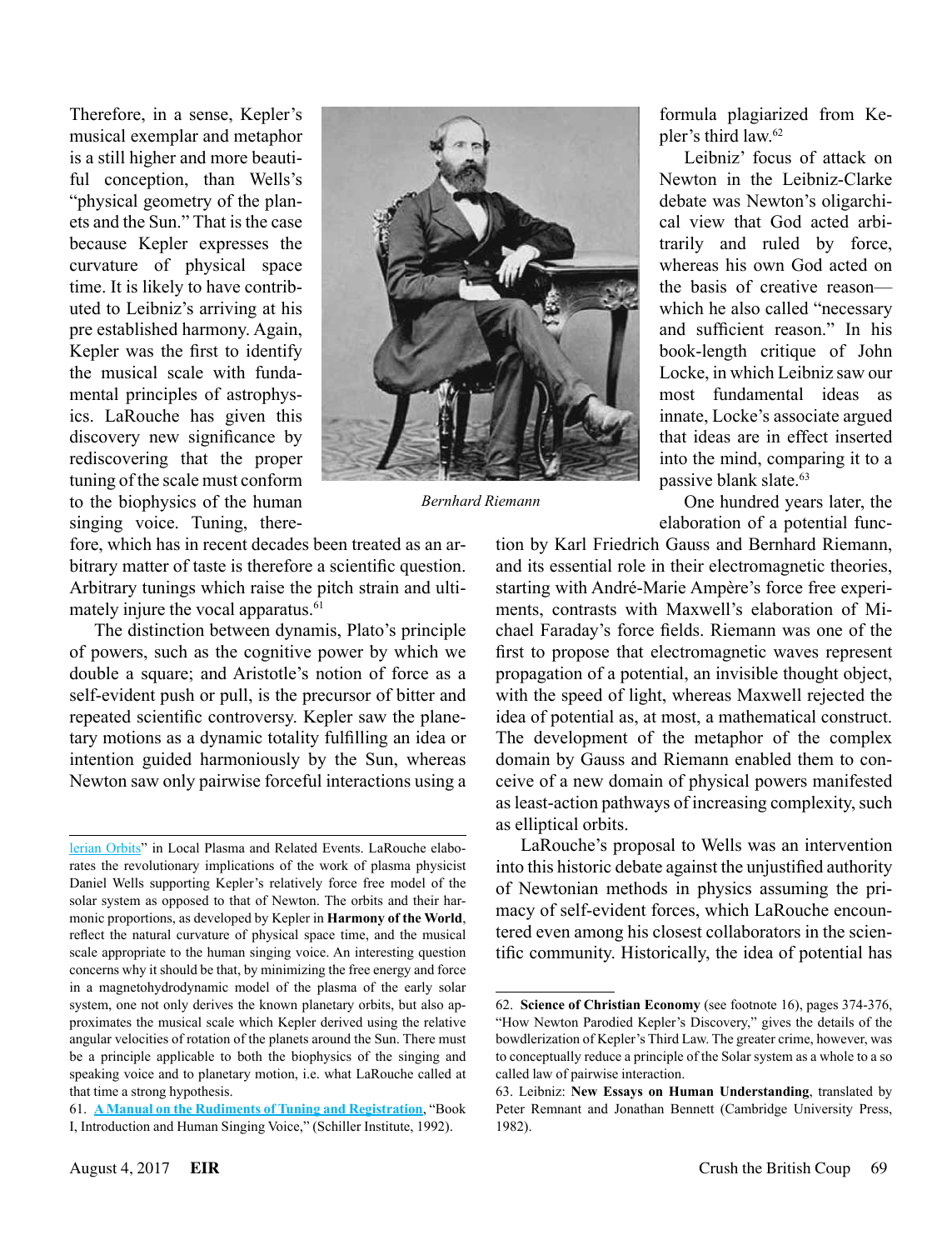Therefore, in a sense, Kepler's musical exemplar and metaphor is a still higher and more beautiful conception, than Wells's "physical geometry of the planets and the Sun." That is the case because Kepler expresses the curvature of physical space time. It is likely to have contributed to Leibniz's arriving at his pre established harmony. Again, Kepler was the first to identify the musical scale with fundamental principles of astrophysics. LaRouche has given this discovery new significance by rediscovering that the proper tuning of the scale must conform to the biophysics of the human singing voice. Tuning, therefore, which has in recent decades been treated as an arbitrary matter of taste is therefore a scientific question. Arbitrary tunings which raise the pitch strain and ultimately injure the vocal apparatus.[61]

*Bernhard Riemann*

The distinction between dynamis, Plato's principle of powers, such as the cognitive power by which we double a square; and Aristotle's notion of force as a self-evident push or pull, is the precursor of bitter and repeated scientific controversy. Kepler saw the planetary motions as a dynamic totality fulfilling an idea or intention guided harmoniously by the Sun, whereas Newton saw only pairwise forceful interactions using a formula plagiarized from Kepler's third law.[62]

Leibniz' focus of attack on Newton in the Leibniz-Clarke debate was Newton's oligarchical view that God acted arbitrarily and ruled by force, whereas his own God acted on the basis of creative reason—which he also called "necessary and sufficient reason." In his book-length critique of John Locke, in which Leibniz saw our most fundamental ideas as innate, Locke's associate argued that ideas are in effect inserted into the mind, comparing it to a passive blank slate.[63]

One hundred years later, the elaboration of a potential function by Karl Friedrich Gauss and Bernhard Riemann, and its essential role in their electromagnetic theories, starting with André-Marie Ampère's force free experiments, contrasts with Maxwell's elaboration of Michael Faraday's force fields. Riemann was one of the first to propose that electromagnetic waves represent propagation of a potential, an invisible thought object, with the speed of light, whereas Maxwell rejected the idea of potential as, at most, a mathematical construct. The development of the metaphor of the complex domain by Gauss and Riemann enabled them to conceive of a new domain of physical powers manifested as least-action pathways of increasing complexity, such as elliptical orbits.

LaRouche's proposal to Wells was an intervention into this historic debate against the unjustified authority of Newtonian methods in physics assuming the primacy of self-evident forces, which LaRouche encountered even among his closest collaborators in the scientific community. Historically, the idea of potential has

---

lerian Orbits" in Local Plasma and Related Events. LaRouche elaborates the revolutionary implications of the work of plasma physicist Daniel Wells supporting Kepler's relatively force free model of the solar system as opposed to that of Newton. The orbits and their harmonic proportions, as developed by Kepler in **Harmony of the World**, reflect the natural curvature of physical space time, and the musical scale appropriate to the human singing voice. An interesting question concerns why it should be that, by minimizing the free energy and force in a magnetohydrodynamic model of the plasma of the early solar system, one not only derives the known planetary orbits, but also approximates the musical scale which Kepler derived using the relative angular velocities of rotation of the planets around the Sun. There must be a principle applicable to both the biophysics of the singing and speaking voice and to planetary motion, i.e. what LaRouche called at that time a strong hypothesis.

61. **A Manual on the Rudiments of Tuning and Registration**, "Book I, Introduction and Human Singing Voice," (Schiller Institute, 1992).

62. **Science of Christian Economy** (see footnote 16), pages 374-376, "How Newton Parodied Kepler's Discovery," gives the details of the bowdlerization of Kepler's Third Law. The greater crime, however, was to conceptually reduce a principle of the Solar system as a whole to a so called law of pairwise interaction.

63. Leibniz: **New Essays on Human Understanding**, translated by Peter Remnant and Jonathan Bennett (Cambridge University Press, 1982).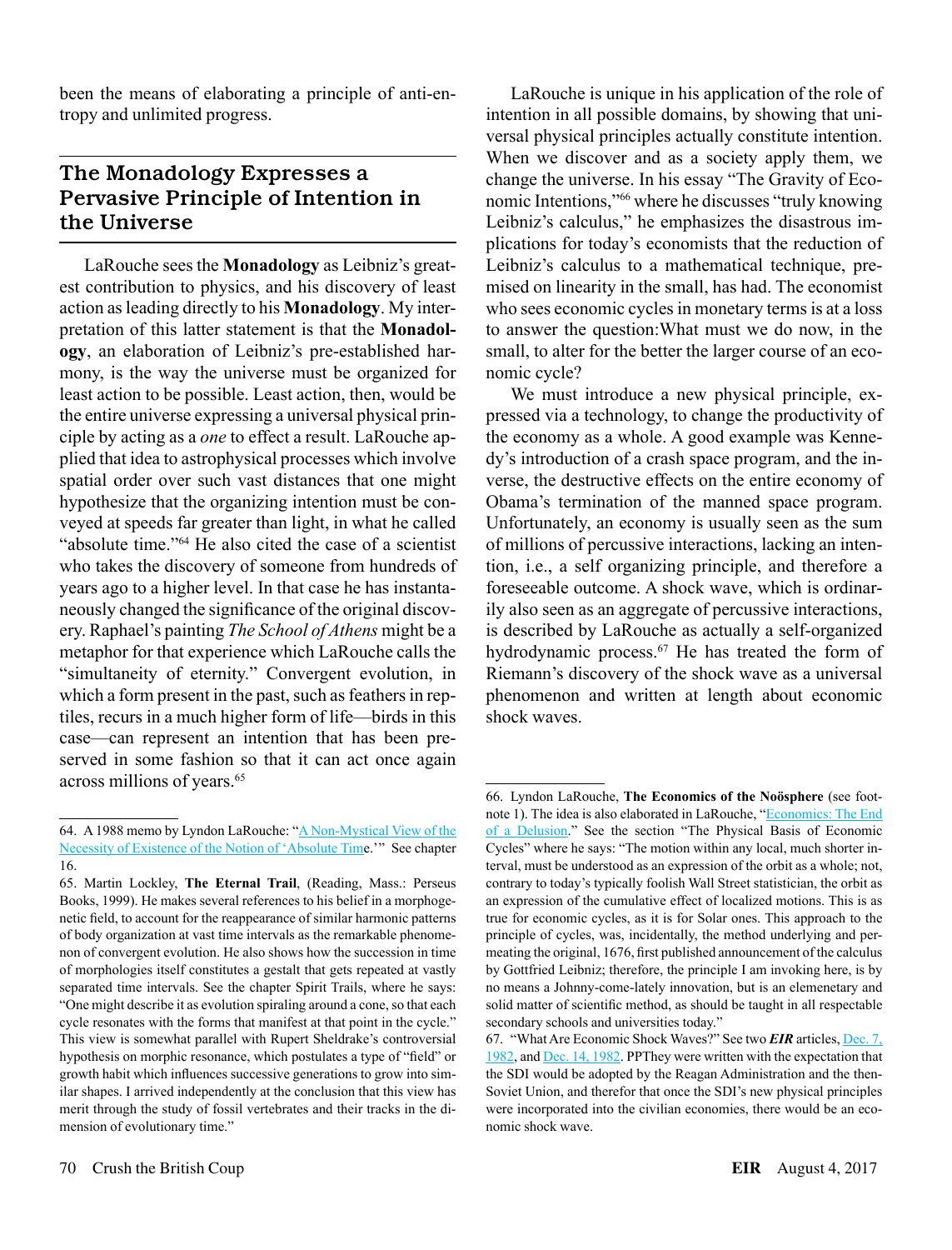been the means of elaborating a principle of anti-entropy and unlimited progress.

## The Monadology Expresses a Pervasive Principle of Intention in the Universe

LaRouche sees the **Monadology** as Leibniz's greatest contribution to physics, and his discovery of least action as leading directly to his **Monadology**. My interpretation of this latter statement is that the **Monadology**, an elaboration of Leibniz's pre-established harmony, is the way the universe must be organized for least action to be possible. Least action, then, would be the entire universe expressing a universal physical principle by acting as a *one* to effect a result. LaRouche applied that idea to astrophysical processes which involve spatial order over such vast distances that one might hypothesize that the organizing intention must be conveyed at speeds far greater than light, in what he called "absolute time."[64] He also cited the case of a scientist who takes the discovery of someone from hundreds of years ago to a higher level. In that case he has instantaneously changed the significance of the original discovery. Raphael's painting *The School of Athens* might be a metaphor for that experience which LaRouche calls the "simultaneity of eternity." Convergent evolution, in which a form present in the past, such as feathers in reptiles, recurs in a much higher form of life—birds in this case—can represent an intention that has been preserved in some fashion so that it can act once again across millions of years.[65]

LaRouche is unique in his application of the role of intention in all possible domains, by showing that universal physical principles actually constitute intention. When we discover and as a society apply them, we change the universe. In his essay "The Gravity of Economic Intentions,"[66] where he discusses "truly knowing Leibniz's calculus," he emphasizes the disastrous implications for today's economists that the reduction of Leibniz's calculus to a mathematical technique, premised on linearity in the small, has had. The economist who sees economic cycles in monetary terms is at a loss to answer the question:What must we do now, in the small, to alter for the better the larger course of an economic cycle?

We must introduce a new physical principle, expressed via a technology, to change the productivity of the economy as a whole. A good example was Kennedy's introduction of a crash space program, and the inverse, the destructive effects on the entire economy of Obama's termination of the manned space program. Unfortunately, an economy is usually seen as the sum of millions of percussive interactions, lacking an intention, i.e., a self organizing principle, and therefore a foreseeable outcome. A shock wave, which is ordinarily also seen as an aggregate of percussive interactions, is described by LaRouche as actually a self-organized hydrodynamic process.[67] He has treated the form of Riemann's discovery of the shock wave as a universal phenomenon and written at length about economic shock waves.

---

64. A 1988 memo by Lyndon LaRouche: "A Non-Mystical View of the Necessity of Existence of the Notion of 'Absolute Time.'" See chapter 16.

65. Martin Lockley, **The Eternal Trail**, (Reading, Mass.: Perseus Books, 1999). He makes several references to his belief in a morphogenetic field, to account for the reappearance of similar harmonic patterns of body organization at vast time intervals as the remarkable phenomenon of convergent evolution. He also shows how the succession in time of morphologies itself constitutes a gestalt that gets repeated at vastly separated time intervals. See the chapter Spirit Trails, where he says: "One might describe it as evolution spiraling around a cone, so that each cycle resonates with the forms that manifest at that point in the cycle." This view is somewhat parallel with Rupert Sheldrake's controversial hypothesis on morphic resonance, which postulates a type of "field" or growth habit which influences successive generations to grow into similar shapes. I arrived independently at the conclusion that this view has merit through the study of fossil vertebrates and their tracks in the dimension of evolutionary time."

66. Lyndon LaRouche, **The Economics of the Noösphere** (see footnote 1). The idea is also elaborated in LaRouche, "Economics: The End of a Delusion." See the section "The Physical Basis of Economic Cycles" where he says: "The motion within any local, much shorter interval, must be understood as an expression of the orbit as a whole; not, contrary to today's typically foolish Wall Street statistician, the orbit as an expression of the cumulative effect of localized motions. This is as true for economic cycles, as it is for Solar ones. This approach to the principle of cycles, was, incidentally, the method underlying and permeating the original, 1676, first published announcement of the calculus by Gottfried Leibniz; therefore, the principle I am invoking here, is by no means a Johnny-come-lately innovation, but is an elemenetary and solid matter of scientific method, as should be taught in all respectable secondary schools and universities today."

67. "What Are Economic Shock Waves?" See two ***EIR*** articles, Dec. 7, 1982, and Dec. 14, 1982. PPThey were written with the expectation that the SDI would be adopted by the Reagan Administration and the then-Soviet Union, and therefor that once the SDI's new physical principles were incorporated into the civilian economies, there would be an economic shock wave.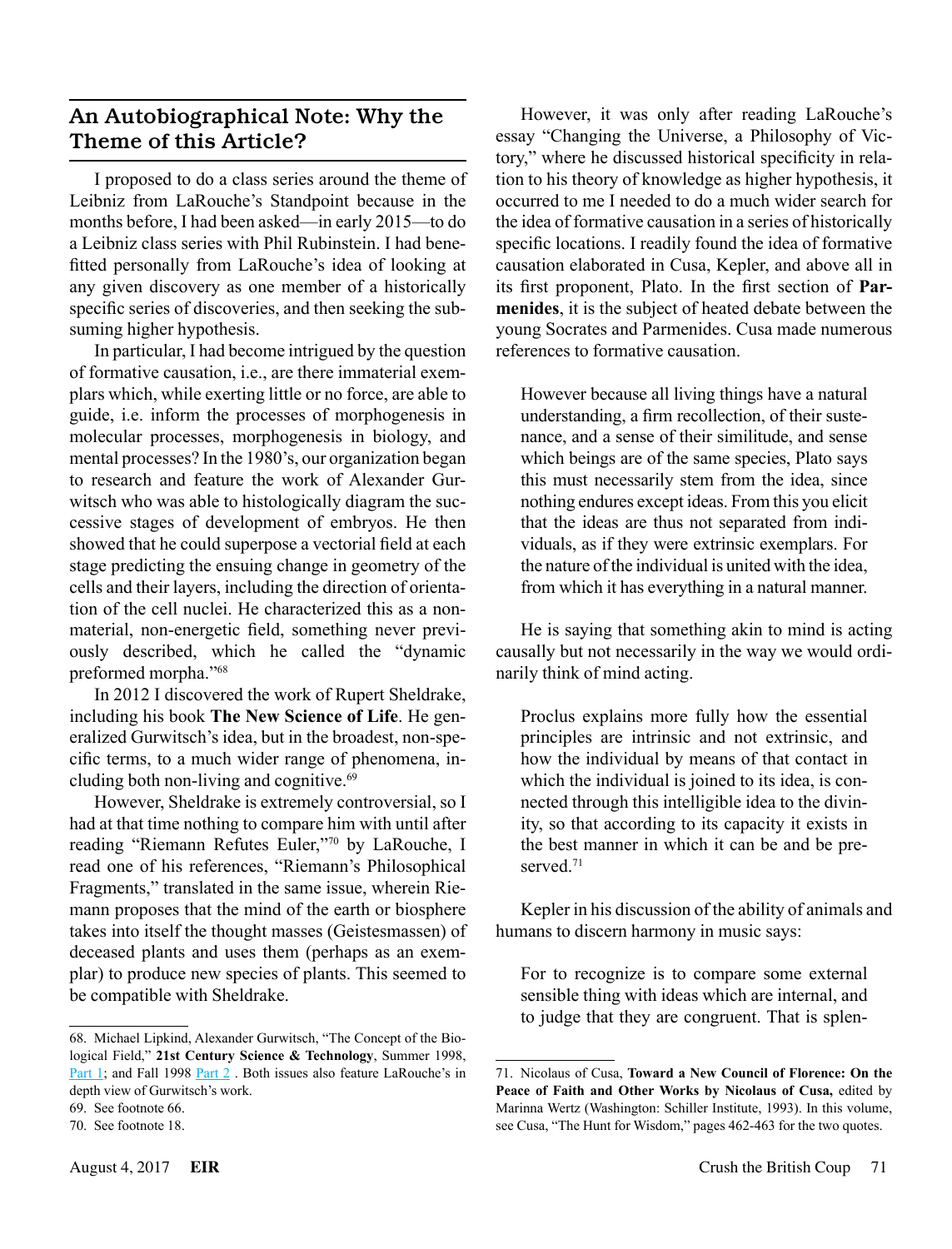## An Autobiographical Note: Why the Theme of this Article?

I proposed to do a class series around the theme of Leibniz from LaRouche's Standpoint because in the months before, I had been asked—in early 2015—to do a Leibniz class series with Phil Rubinstein. I had benefitted personally from LaRouche's idea of looking at any given discovery as one member of a historically specific series of discoveries, and then seeking the subsuming higher hypothesis.

In particular, I had become intrigued by the question of formative causation, i.e., are there immaterial exemplars which, while exerting little or no force, are able to guide, i.e. inform the processes of morphogenesis in molecular processes, morphogenesis in biology, and mental processes? In the 1980's, our organization began to research and feature the work of Alexander Gurwitsch who was able to histologically diagram the successive stages of development of embryos. He then showed that he could superpose a vectorial field at each stage predicting the ensuing change in geometry of the cells and their layers, including the direction of orientation of the cell nuclei. He characterized this as a non-material, non-energetic field, something never previously described, which he called the "dynamic preformed morpha."[68]

In 2012 I discovered the work of Rupert Sheldrake, including his book **The New Science of Life**. He generalized Gurwitsch's idea, but in the broadest, non-specific terms, to a much wider range of phenomena, including both non-living and cognitive.[69]

However, Sheldrake is extremely controversial, so I had at that time nothing to compare him with until after reading "Riemann Refutes Euler,"[70] by LaRouche, I read one of his references, "Riemann's Philosophical Fragments," translated in the same issue, wherein Riemann proposes that the mind of the earth or biosphere takes into itself the thought masses (Geistesmassen) of deceased plants and uses them (perhaps as an exemplar) to produce new species of plants. This seemed to be compatible with Sheldrake.

However, it was only after reading LaRouche's essay "Changing the Universe, a Philosophy of Victory," where he discussed historical specificity in relation to his theory of knowledge as higher hypothesis, it occurred to me I needed to do a much wider search for the idea of formative causation in a series of historically specific locations. I readily found the idea of formative causation elaborated in Cusa, Kepler, and above all in its first proponent, Plato. In the first section of **Parmenides**, it is the subject of heated debate between the young Socrates and Parmenides. Cusa made numerous references to formative causation.

> However because all living things have a natural understanding, a firm recollection, of their sustenance, and a sense of their similitude, and sense which beings are of the same species, Plato says this must necessarily stem from the idea, since nothing endures except ideas. From this you elicit that the ideas are thus not separated from individuals, as if they were extrinsic exemplars. For the nature of the individual is united with the idea, from which it has everything in a natural manner.

He is saying that something akin to mind is acting causally but not necessarily in the way we would ordinarily think of mind acting.

> Proclus explains more fully how the essential principles are intrinsic and not extrinsic, and how the individual by means of that contact in which the individual is joined to its idea, is connected through this intelligible idea to the divinity, so that according to its capacity it exists in the best manner in which it can be and be preserved.[71]

Kepler in his discussion of the ability of animals and humans to discern harmony in music says:

> For to recognize is to compare some external sensible thing with ideas which are internal, and to judge that they are congruent. That is splen-

---

68. Michael Lipkind, Alexander Gurwitsch, "The Concept of the Biological Field," **21st Century Science & Technology**, Summer 1998, Part 1; and Fall 1998 Part 2 . Both issues also feature LaRouche's in depth view of Gurwitsch's work.

69. See footnote 66.

70. See footnote 18.

71. Nicolaus of Cusa, **Toward a New Council of Florence: On the Peace of Faith and Other Works by Nicolaus of Cusa,** edited by Marinna Wertz (Washington: Schiller Institute, 1993). In this volume, see Cusa, "The Hunt for Wisdom," pages 462-463 for the two quotes.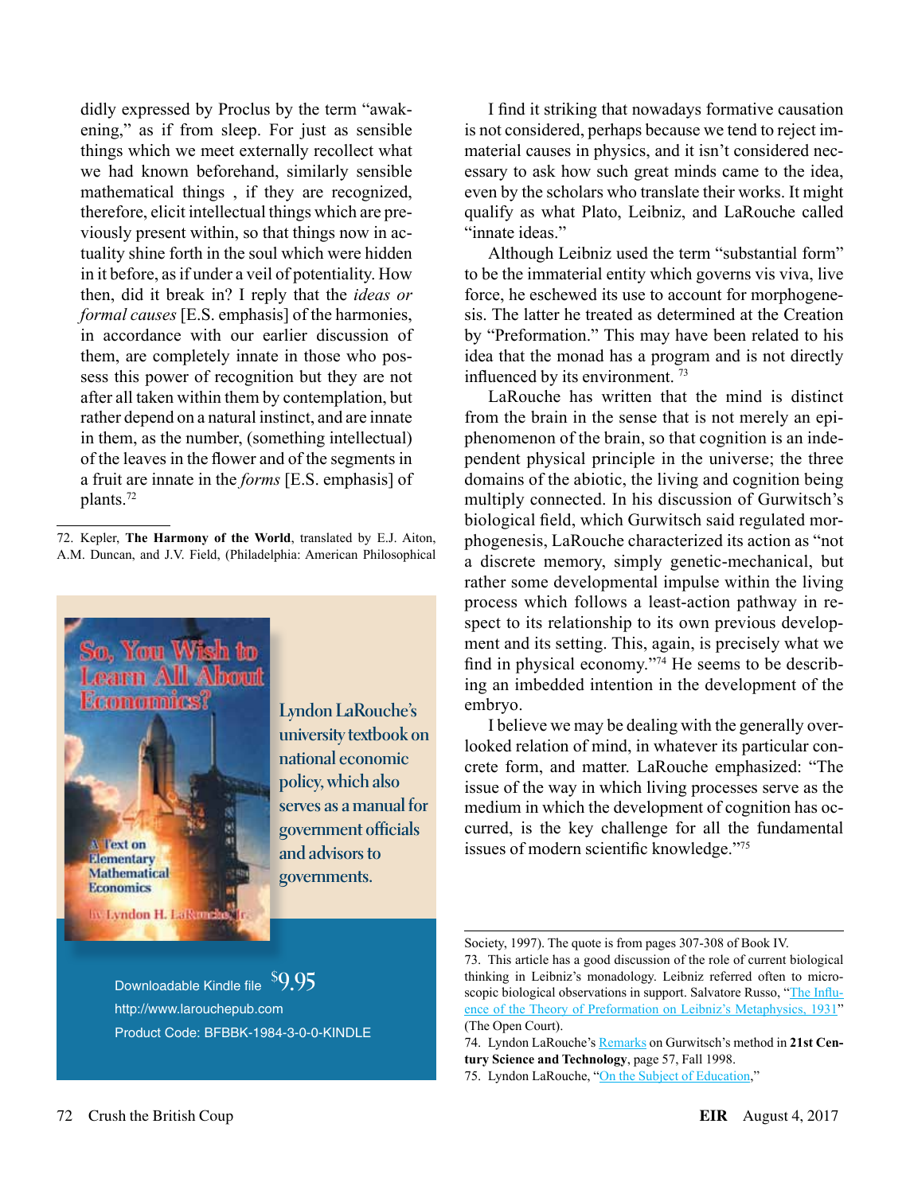didly expressed by Proclus by the term "awakening," as if from sleep. For just as sensible things which we meet externally recollect what we had known beforehand, similarly sensible mathematical things , if they are recognized, therefore, elicit intellectual things which are previously present within, so that things now in actuality shine forth in the soul which were hidden in it before, as if under a veil of potentiality. How then, did it break in? I reply that the *ideas or formal causes* [E.S. emphasis] of the harmonies, in accordance with our earlier discussion of them, are completely innate in those who possess this power of recognition but they are not after all taken within them by contemplation, but rather depend on a natural instinct, and are innate in them, as the number, (something intellectual) of the leaves in the flower and of the segments in a fruit are innate in the *forms* [E.S. emphasis] of plants.[72]

So, You Wish to Learn All About Economics?

A Text on Elementary Mathematical Economics

by Lyndon H. LaRouche, Jr.

Lyndon LaRouche's university textbook on national economic policy, which also serves as a manual for government officials and advisors to governments.

Downloadable Kindle file $9.95

http://www.larouchepub.com

Product Code: BFBBK-1984-3-0-0-KINDLE

I find it striking that nowadays formative causation is not considered, perhaps because we tend to reject immaterial causes in physics, and it isn't considered necessary to ask how such great minds came to the idea, even by the scholars who translate their works. It might qualify as what Plato, Leibniz, and LaRouche called "innate ideas."

Although Leibniz used the term "substantial form" to be the immaterial entity which governs vis viva, live force, he eschewed its use to account for morphogenesis. The latter he treated as determined at the Creation by "Preformation." This may have been related to his idea that the monad has a program and is not directly influenced by its environment. [73]

LaRouche has written that the mind is distinct from the brain in the sense that is not merely an epiphenomenon of the brain, so that cognition is an independent physical principle in the universe; the three domains of the abiotic, the living and cognition being multiply connected. In his discussion of Gurwitsch's biological field, which Gurwitsch said regulated morphogenesis, LaRouche characterized its action as "not a discrete memory, simply genetic-mechanical, but rather some developmental impulse within the living process which follows a least-action pathway in respect to its relationship to its own previous development and its setting. This, again, is precisely what we find in physical economy."[74] He seems to be describing an imbedded intention in the development of the embryo.

I believe we may be dealing with the generally overlooked relation of mind, in whatever its particular concrete form, and matter. LaRouche emphasized: "The issue of the way in which living processes serve as the medium in which the development of cognition has occurred, is the key challenge for all the fundamental issues of modern scientific knowledge."[75]

---

72. Kepler, **The Harmony of the World**, translated by E.J. Aiton, A.M. Duncan, and J.V. Field, (Philadelphia: American Philosophical Society, 1997). The quote is from pages 307-308 of Book IV.

73. This article has a good discussion of the role of current biological thinking in Leibniz's monadology. Leibniz referred often to microscopic biological observations in support. Salvatore Russo, "The Influence of the Theory of Preformation on Leibniz's Metaphysics, 1931" (The Open Court).

74. Lyndon LaRouche's Remarks on Gurwitsch's method in **21st Century Science and Technology**, page 57, Fall 1998.

75. Lyndon LaRouche, "On the Subject of Education,"